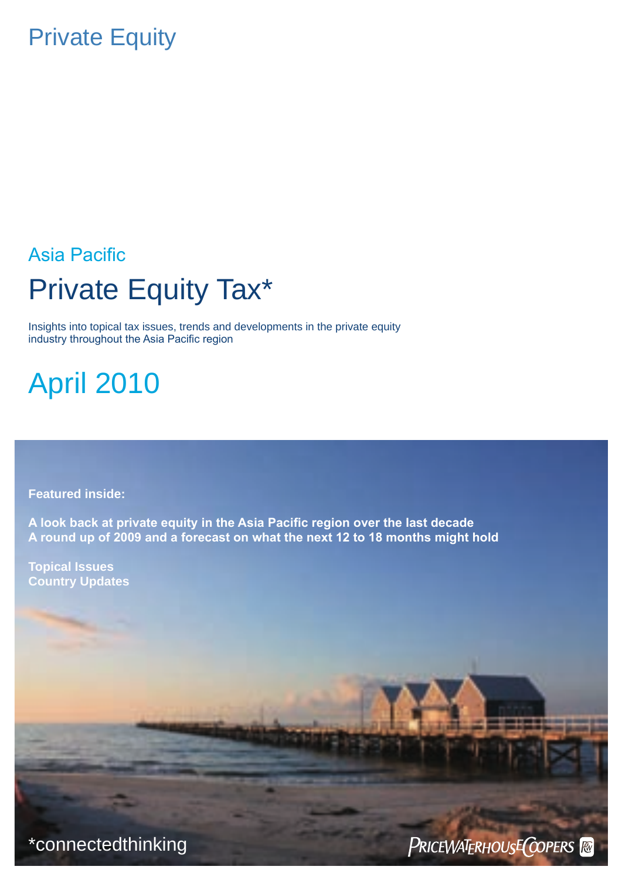Private Equity

Asia Pacific

# Private Equity Tax*

Insights into topical tax issues, trends and developments in the private equity industry throughout the Asia Pacific region

## April 2010

**Featured inside:**

**A look back at private equity in the Asia Pacific region over the last decade**
**A round up of 2009 and a forecast on what the next 12 to 18 months might hold**

**Topical Issues**
**Country Updates**

*connectedthinking

PricewaterhouseCoopers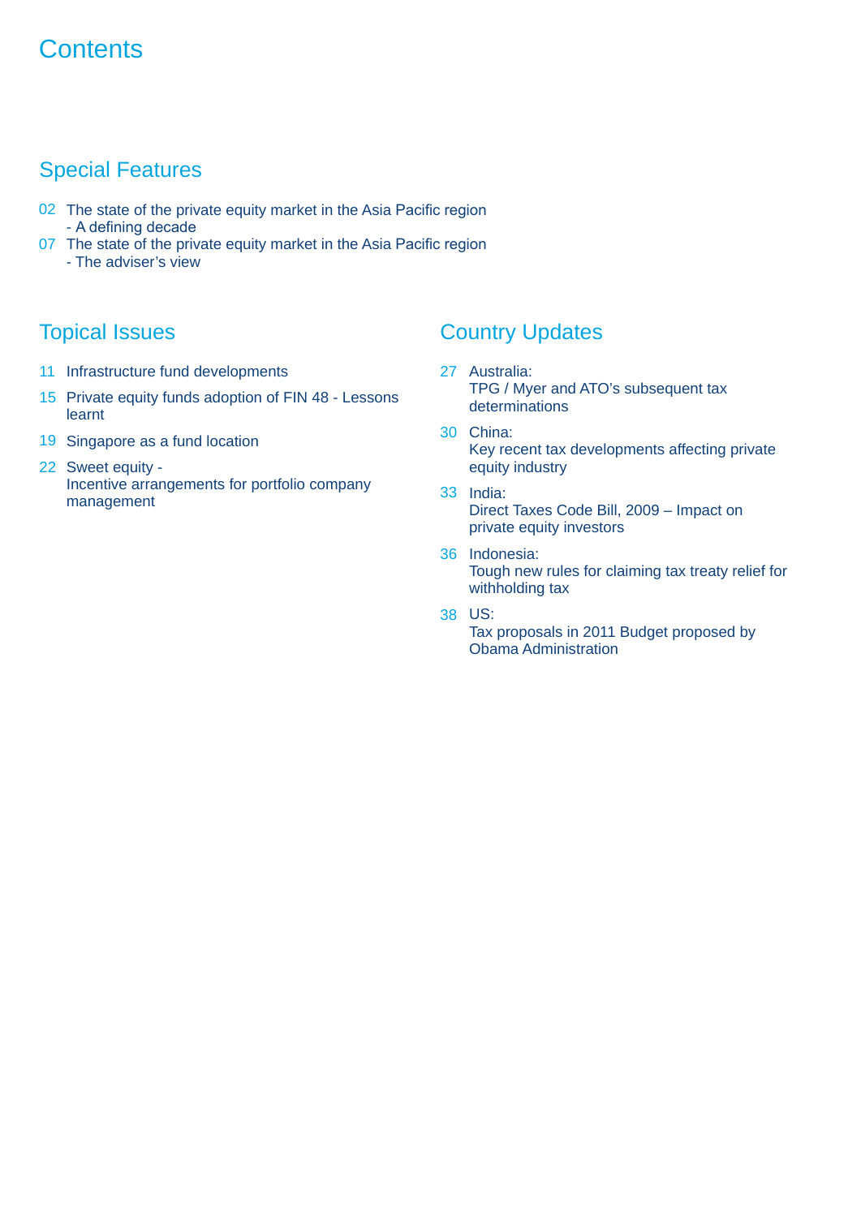# Contents

## Special Features

02 The state of the private equity market in the Asia Pacific region - A defining decade

07 The state of the private equity market in the Asia Pacific region - The adviser's view

## Topical Issues

11 Infrastructure fund developments

15 Private equity funds adoption of FIN 48 - Lessons learnt

19 Singapore as a fund location

22 Sweet equity - Incentive arrangements for portfolio company management

## Country Updates

27 Australia: TPG / Myer and ATO's subsequent tax determinations

30 China: Key recent tax developments affecting private equity industry

33 India: Direct Taxes Code Bill, 2009 – Impact on private equity investors

36 Indonesia: Tough new rules for claiming tax treaty relief for withholding tax

38 US: Tax proposals in 2011 Budget proposed by Obama Administration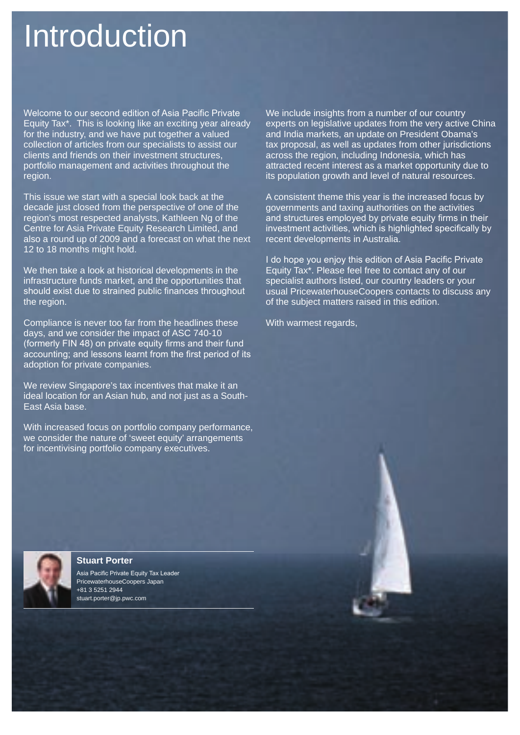# Introduction

Welcome to our second edition of Asia Pacific Private Equity Tax*. This is looking like an exciting year already for the industry, and we have put together a valued collection of articles from our specialists to assist our clients and friends on their investment structures, portfolio management and activities throughout the region.

This issue we start with a special look back at the decade just closed from the perspective of one of the region's most respected analysts, Kathleen Ng of the Centre for Asia Private Equity Research Limited, and also a round up of 2009 and a forecast on what the next 12 to 18 months might hold.

We then take a look at historical developments in the infrastructure funds market, and the opportunities that should exist due to strained public finances throughout the region.

Compliance is never too far from the headlines these days, and we consider the impact of ASC 740-10 (formerly FIN 48) on private equity firms and their fund accounting; and lessons learnt from the first period of its adoption for private companies.

We review Singapore's tax incentives that make it an ideal location for an Asian hub, and not just as a South-East Asia base.

With increased focus on portfolio company performance, we consider the nature of 'sweet equity' arrangements for incentivising portfolio company executives.

We include insights from a number of our country experts on legislative updates from the very active China and India markets, an update on President Obama's tax proposal, as well as updates from other jurisdictions across the region, including Indonesia, which has attracted recent interest as a market opportunity due to its population growth and level of natural resources.

A consistent theme this year is the increased focus by governments and taxing authorities on the activities and structures employed by private equity firms in their investment activities, which is highlighted specifically by recent developments in Australia.

I do hope you enjoy this edition of Asia Pacific Private Equity Tax*. Please feel free to contact any of our specialist authors listed, our country leaders or your usual PricewaterhouseCoopers contacts to discuss any of the subject matters raised in this edition.

With warmest regards,

**Stuart Porter**
Asia Pacific Private Equity Tax Leader
PricewaterhouseCoopers Japan
+81 3 5251 2944
stuart.porter@jp.pwc.com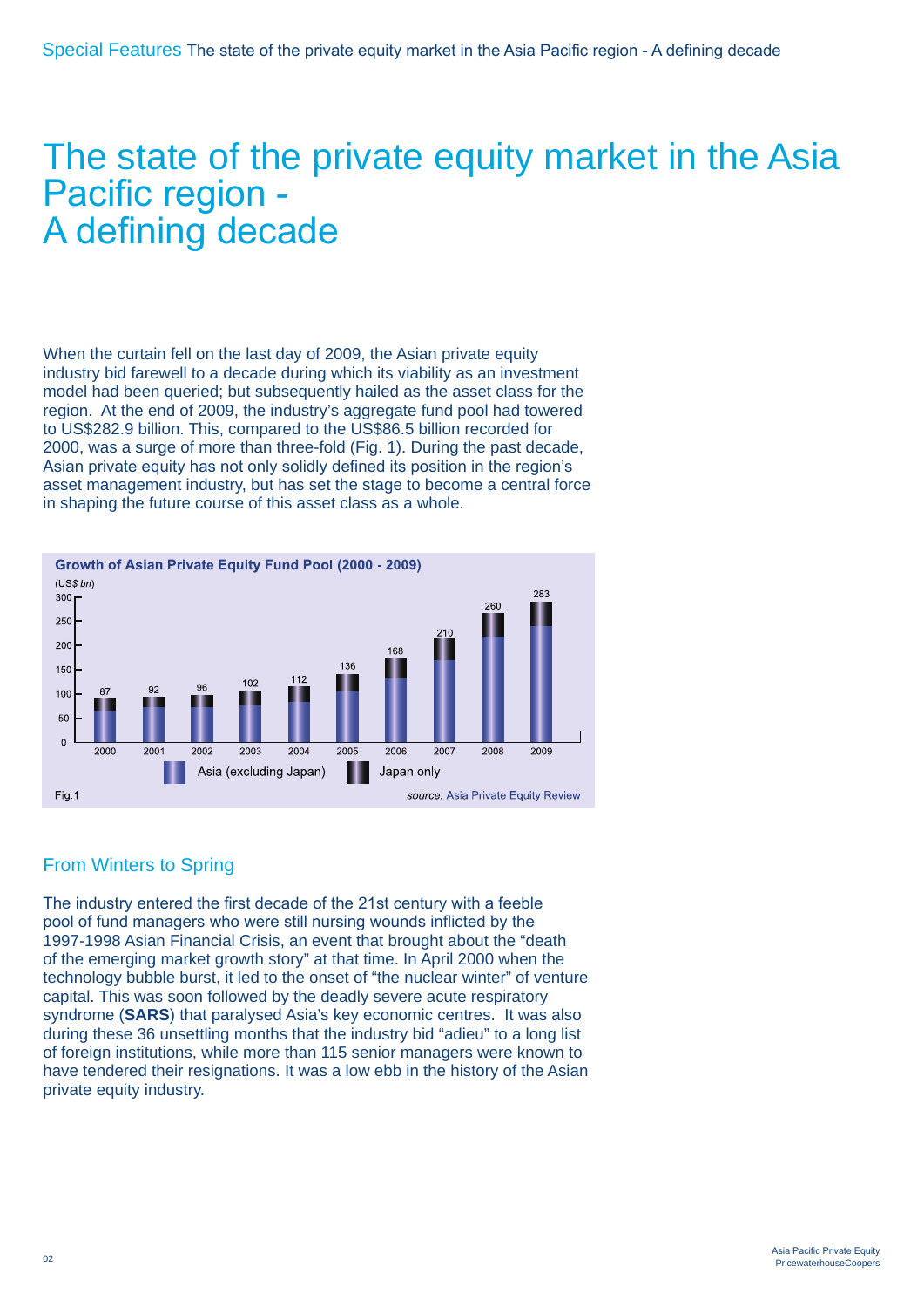# The state of the private equity market in the Asia Pacific region - A defining decade

When the curtain fell on the last day of 2009, the Asian private equity industry bid farewell to a decade during which its viability as an investment model had been queried; but subsequently hailed as the asset class for the region. At the end of 2009, the industry's aggregate fund pool had towered to US$282.9 billion. This, compared to the US$86.5 billion recorded for 2000, was a surge of more than three-fold (Fig. 1). During the past decade, Asian private equity has not only solidly defined its position in the region's asset management industry, but has set the stage to become a central force in shaping the future course of this asset class as a whole.

**Growth of Asian Private Equity Fund Pool (2000 - 2009)**

(US$ bn)

| Year | 2000 | 2001 | 2002 | 2003 | 2004 | 2005 | 2006 | 2007 | 2008 | 2009 |
|---|---|---|---|---|---|---|---|---|---|---|
| Total | 87 | 92 | 96 | 102 | 112 | 136 | 168 | 210 | 260 | 283 |

Asia (excluding Japan) / Japan only

Fig.1 *source.* Asia Private Equity Review

## From Winters to Spring

The industry entered the first decade of the 21st century with a feeble pool of fund managers who were still nursing wounds inflicted by the 1997-1998 Asian Financial Crisis, an event that brought about the "death of the emerging market growth story" at that time. In April 2000 when the technology bubble burst, it led to the onset of "the nuclear winter" of venture capital. This was soon followed by the deadly severe acute respiratory syndrome (**SARS**) that paralysed Asia's key economic centres. It was also during these 36 unsettling months that the industry bid "adieu" to a long list of foreign institutions, while more than 115 senior managers were known to have tendered their resignations. It was a low ebb in the history of the Asian private equity industry.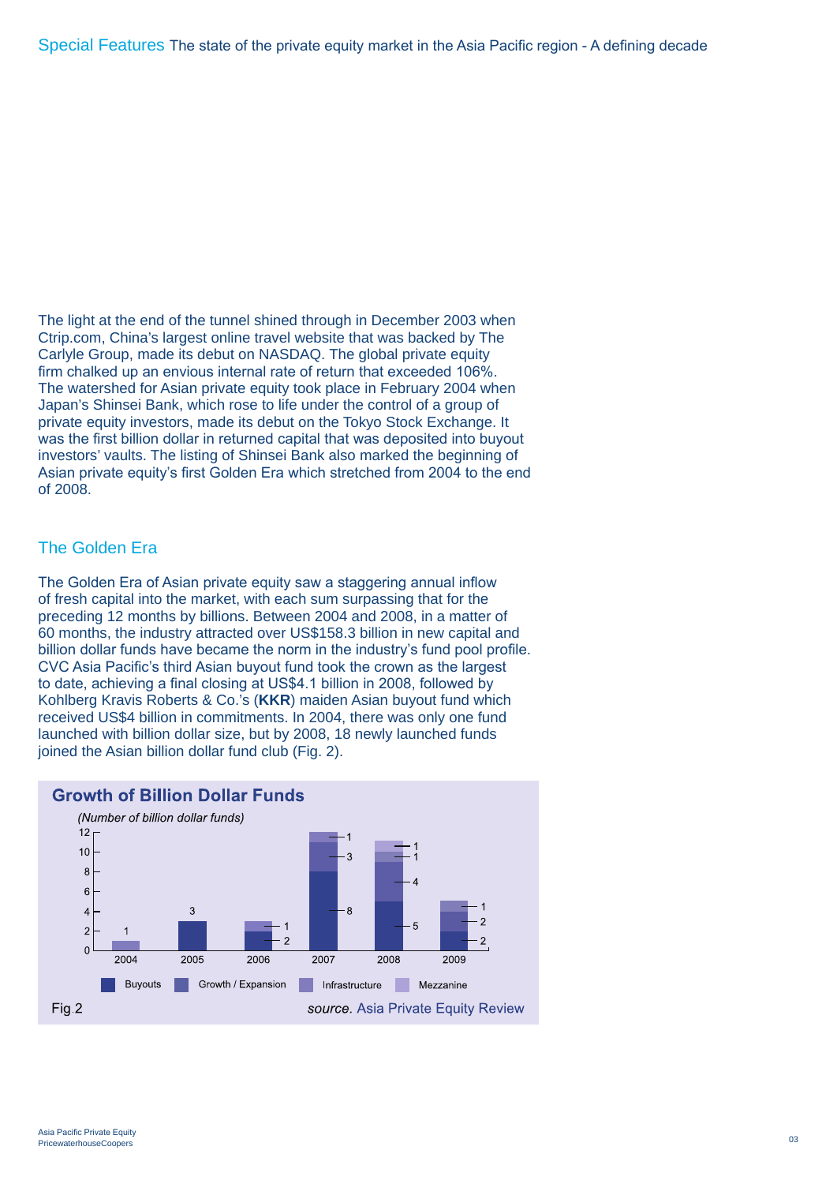The light at the end of the tunnel shined through in December 2003 when Ctrip.com, China's largest online travel website that was backed by The Carlyle Group, made its debut on NASDAQ. The global private equity firm chalked up an envious internal rate of return that exceeded 106%. The watershed for Asian private equity took place in February 2004 when Japan's Shinsei Bank, which rose to life under the control of a group of private equity investors, made its debut on the Tokyo Stock Exchange. It was the first billion dollar in returned capital that was deposited into buyout investors' vaults. The listing of Shinsei Bank also marked the beginning of Asian private equity's first Golden Era which stretched from 2004 to the end of 2008.

## The Golden Era

The Golden Era of Asian private equity saw a staggering annual inflow of fresh capital into the market, with each sum surpassing that for the preceding 12 months by billions. Between 2004 and 2008, in a matter of 60 months, the industry attracted over US$158.3 billion in new capital and billion dollar funds have became the norm in the industry's fund pool profile. CVC Asia Pacific's third Asian buyout fund took the crown as the largest to date, achieving a final closing at US$4.1 billion in 2008, followed by Kohlberg Kravis Roberts & Co.'s (**KKR**) maiden Asian buyout fund which received US$4 billion in commitments. In 2004, there was only one fund launched with billion dollar size, but by 2008, 18 newly launched funds joined the Asian billion dollar fund club (Fig. 2).

**Growth of Billion Dollar Funds**

*(Number of billion dollar funds)*

| Year | Buyouts | Growth / Expansion | Infrastructure | Mezzanine |
|---|---|---|---|---|
| 2004 | | | 1 | |
| 2005 | 3 | | | |
| 2006 | 2 | | 1 | |
| 2007 | 8 | 3 | 1 | |
| 2008 | 5 | 4 | 1 | 1 |
| 2009 | 2 | 2 | 1 | |

Fig.2 *source.* Asia Private Equity Review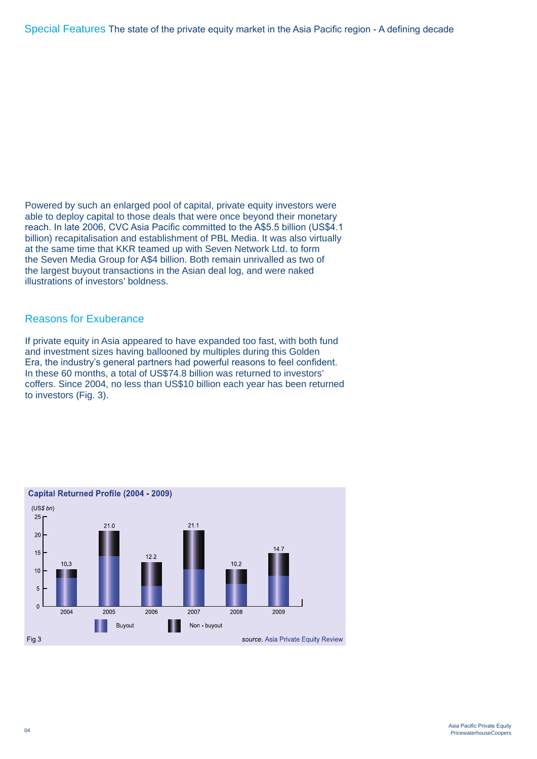Powered by such an enlarged pool of capital, private equity investors were able to deploy capital to those deals that were once beyond their monetary reach. In late 2006, CVC Asia Pacific committed to the A$5.5 billion (US$4.1 billion) recapitalisation and establishment of PBL Media. It was also virtually at the same time that KKR teamed up with Seven Network Ltd. to form the Seven Media Group for A$4 billion. Both remain unrivalled as two of the largest buyout transactions in the Asian deal log, and were naked illustrations of investors' boldness.

## Reasons for Exuberance

If private equity in Asia appeared to have expanded too fast, with both fund and investment sizes having ballooned by multiples during this Golden Era, the industry's general partners had powerful reasons to feel confident. In these 60 months, a total of US$74.8 billion was returned to investors' coffers. Since 2004, no less than US$10 billion each year has been returned to investors (Fig. 3).

**Capital Returned Profile (2004 - 2009)**

(US$ bn)

| Year | Total |
|---|---|
| 2004 | 10.3 |
| 2005 | 21.0 |
| 2006 | 12.2 |
| 2007 | 21.1 |
| 2008 | 10.2 |
| 2009 | 14.7 |

Legend: Buyout; Non - buyout

Fig.3

*source.* Asia Private Equity Review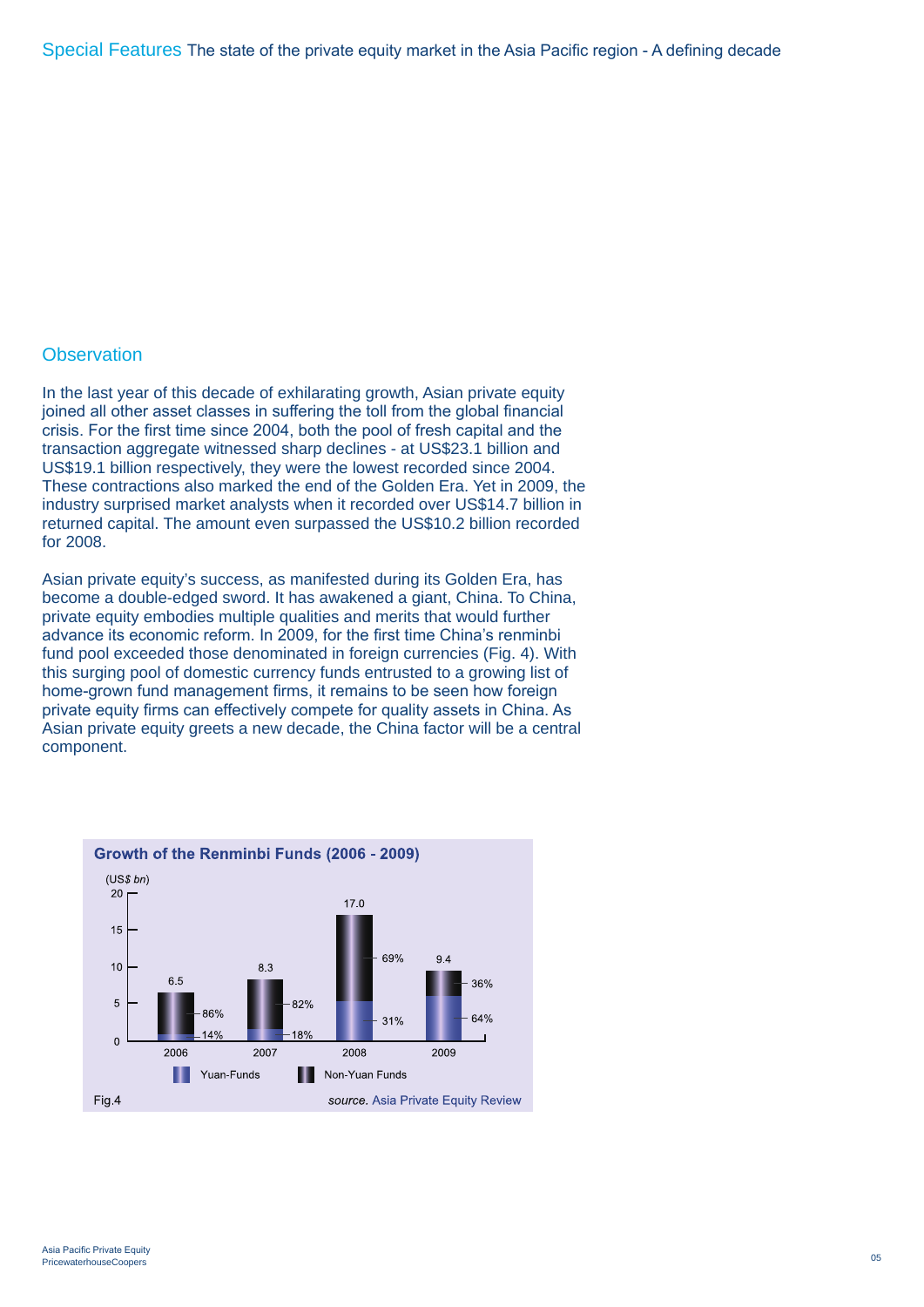## Observation

In the last year of this decade of exhilarating growth, Asian private equity joined all other asset classes in suffering the toll from the global financial crisis. For the first time since 2004, both the pool of fresh capital and the transaction aggregate witnessed sharp declines - at US$23.1 billion and US$19.1 billion respectively, they were the lowest recorded since 2004. These contractions also marked the end of the Golden Era. Yet in 2009, the industry surprised market analysts when it recorded over US$14.7 billion in returned capital. The amount even surpassed the US$10.2 billion recorded for 2008.

Asian private equity's success, as manifested during its Golden Era, has become a double-edged sword. It has awakened a giant, China. To China, private equity embodies multiple qualities and merits that would further advance its economic reform. In 2009, for the first time China's renminbi fund pool exceeded those denominated in foreign currencies (Fig. 4). With this surging pool of domestic currency funds entrusted to a growing list of home-grown fund management firms, it remains to be seen how foreign private equity firms can effectively compete for quality assets in China. As Asian private equity greets a new decade, the China factor will be a central component.

**Growth of the Renminbi Funds (2006 - 2009)**

(US$ bn)

| Year | Total | Yuan-Funds | Non-Yuan Funds |
|---|---|---|---|
| 2006 | 6.5 | 14% | 86% |
| 2007 | 8.3 | 18% | 82% |
| 2008 | 17.0 | 31% | 69% |
| 2009 | 9.4 | 64% | 36% |

Fig.4 *source.* Asia Private Equity Review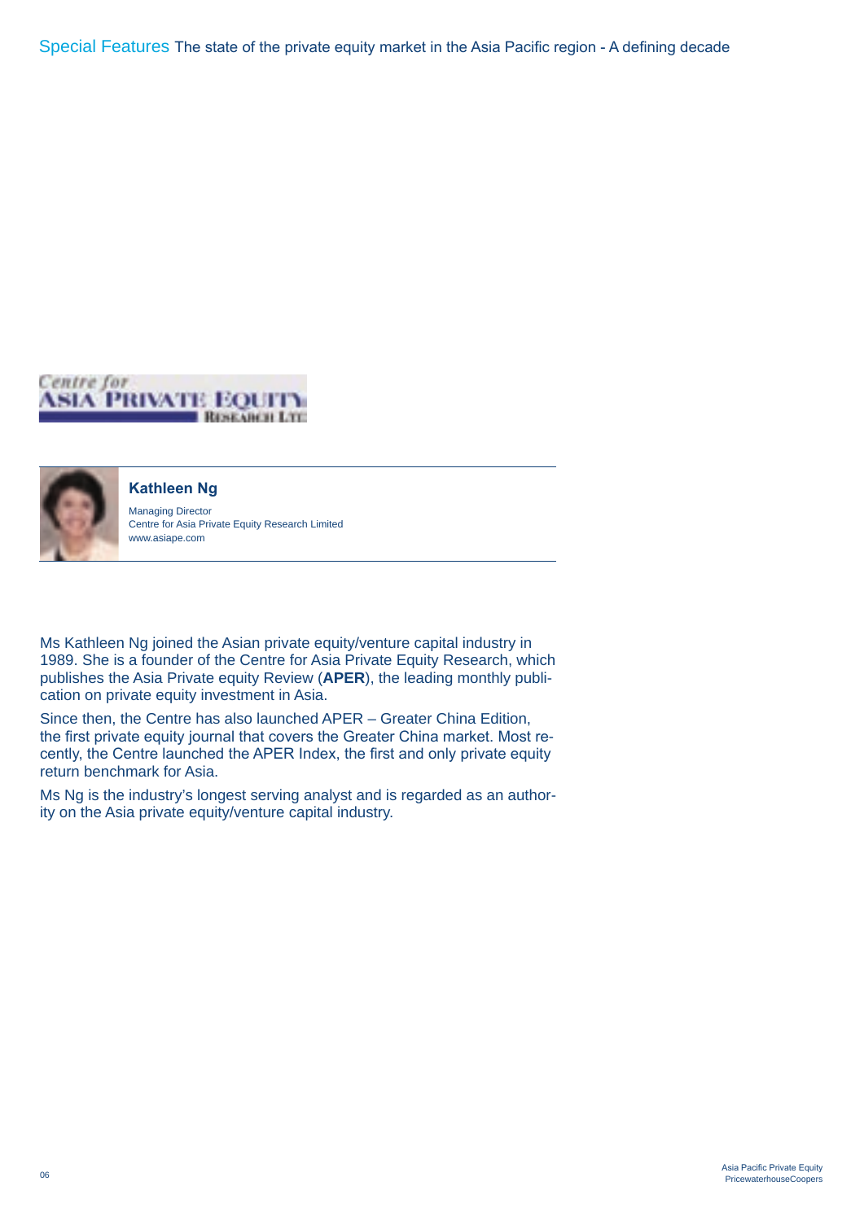Centre for Asia Private Equity Research Ltd

**Kathleen Ng**

Managing Director
Centre for Asia Private Equity Research Limited
www.asiape.com

Ms Kathleen Ng joined the Asian private equity/venture capital industry in 1989. She is a founder of the Centre for Asia Private Equity Research, which publishes the Asia Private equity Review (**APER**), the leading monthly publication on private equity investment in Asia.

Since then, the Centre has also launched APER – Greater China Edition, the first private equity journal that covers the Greater China market. Most recently, the Centre launched the APER Index, the first and only private equity return benchmark for Asia.

Ms Ng is the industry's longest serving analyst and is regarded as an authority on the Asia private equity/venture capital industry.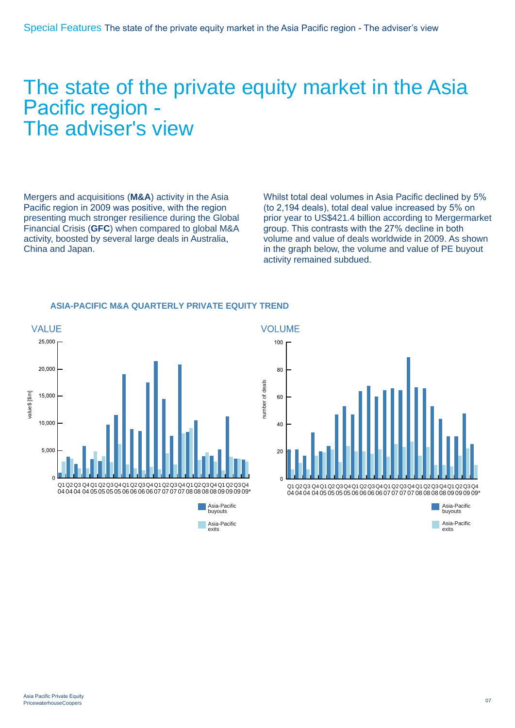# The state of the private equity market in the Asia Pacific region - The adviser's view

Mergers and acquisitions (**M&A**) activity in the Asia Pacific region in 2009 was positive, with the region presenting much stronger resilience during the Global Financial Crisis (**GFC**) when compared to global M&A activity, boosted by several large deals in Australia, China and Japan.

Whilst total deal volumes in Asia Pacific declined by 5% (to 2,194 deals), total deal value increased by 5% on prior year to US$421.4 billion according to Mergermarket group. This contrasts with the 27% decline in both volume and value of deals worldwide in 2009. As shown in the graph below, the volume and value of PE buyout activity remained subdued.

**ASIA-PACIFIC M&A QUARTERLY PRIVATE EQUITY TREND**

VALUE

VOLUME

Asia-Pacific buyouts

Asia-Pacific exits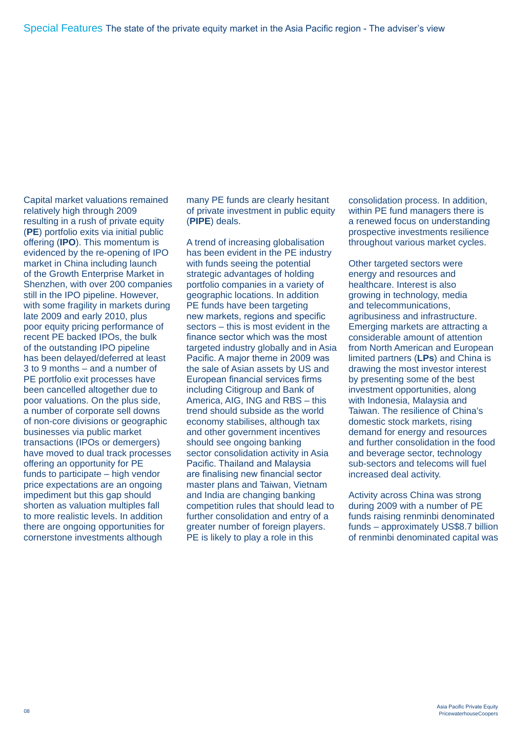Capital market valuations remained relatively high through 2009 resulting in a rush of private equity (**PE**) portfolio exits via initial public offering (**IPO**). This momentum is evidenced by the re-opening of IPO market in China including launch of the Growth Enterprise Market in Shenzhen, with over 200 companies still in the IPO pipeline. However, with some fragility in markets during late 2009 and early 2010, plus poor equity pricing performance of recent PE backed IPOs, the bulk of the outstanding IPO pipeline has been delayed/deferred at least 3 to 9 months – and a number of PE portfolio exit processes have been cancelled altogether due to poor valuations. On the plus side, a number of corporate sell downs of non-core divisions or geographic businesses via public market transactions (IPOs or demergers) have moved to dual track processes offering an opportunity for PE funds to participate – high vendor price expectations are an ongoing impediment but this gap should shorten as valuation multiples fall to more realistic levels. In addition there are ongoing opportunities for cornerstone investments although many PE funds are clearly hesitant of private investment in public equity (**PIPE**) deals.

A trend of increasing globalisation has been evident in the PE industry with funds seeing the potential strategic advantages of holding portfolio companies in a variety of geographic locations. In addition PE funds have been targeting new markets, regions and specific sectors – this is most evident in the finance sector which was the most targeted industry globally and in Asia Pacific. A major theme in 2009 was the sale of Asian assets by US and European financial services firms including Citigroup and Bank of America, AIG, ING and RBS – this trend should subside as the world economy stabilises, although tax and other government incentives should see ongoing banking sector consolidation activity in Asia Pacific. Thailand and Malaysia are finalising new financial sector master plans and Taiwan, Vietnam and India are changing banking competition rules that should lead to further consolidation and entry of a greater number of foreign players. PE is likely to play a role in this consolidation process. In addition, within PE fund managers there is a renewed focus on understanding prospective investments resilience throughout various market cycles.

Other targeted sectors were energy and resources and healthcare. Interest is also growing in technology, media and telecommunications, agribusiness and infrastructure. Emerging markets are attracting a considerable amount of attention from North American and European limited partners (**LPs**) and China is drawing the most investor interest by presenting some of the best investment opportunities, along with Indonesia, Malaysia and Taiwan. The resilience of China's domestic stock markets, rising demand for energy and resources and further consolidation in the food and beverage sector, technology sub-sectors and telecoms will fuel increased deal activity.

Activity across China was strong during 2009 with a number of PE funds raising renminbi denominated funds – approximately US$8.7 billion of renminbi denominated capital was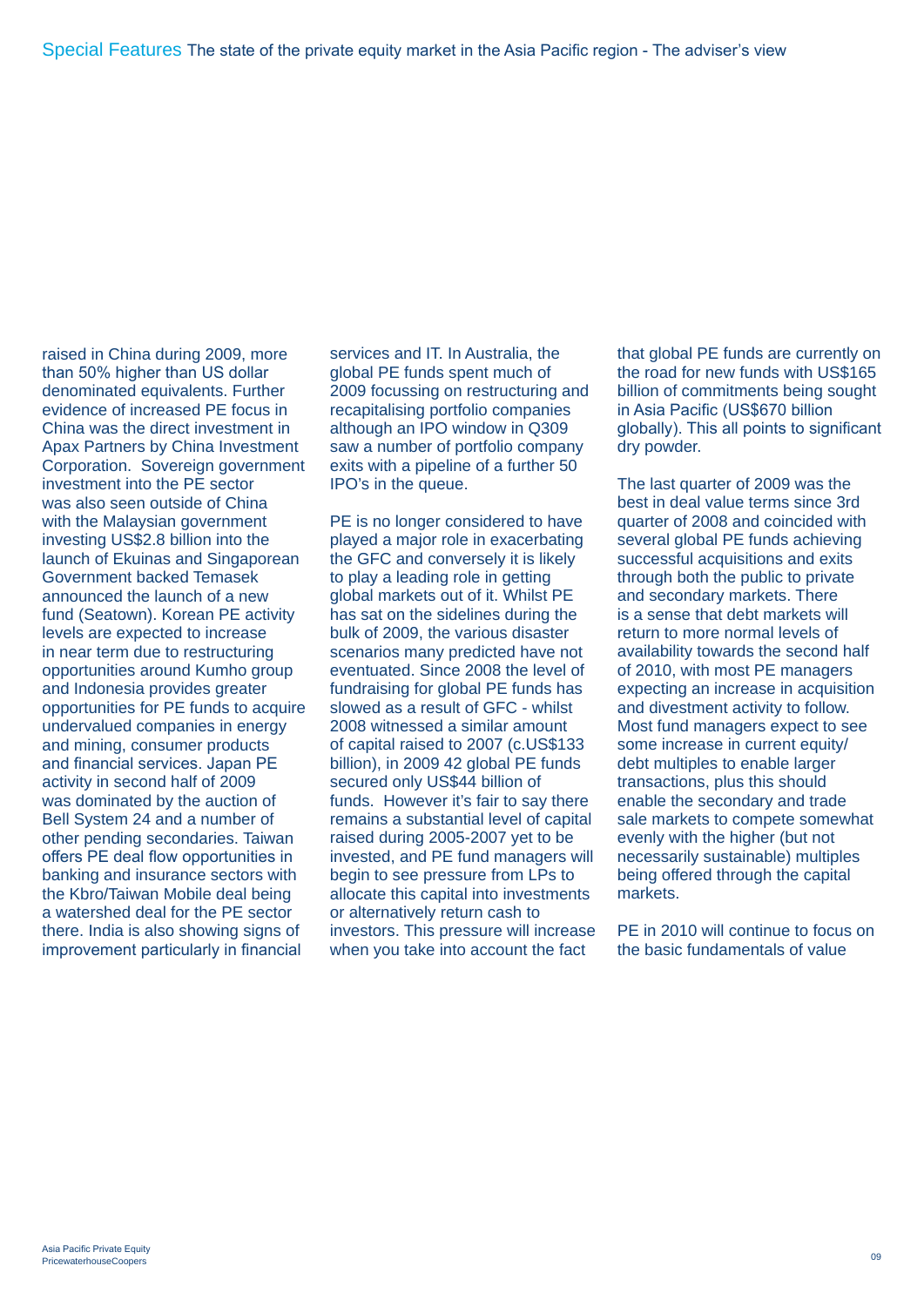raised in China during 2009, more than 50% higher than US dollar denominated equivalents. Further evidence of increased PE focus in China was the direct investment in Apax Partners by China Investment Corporation. Sovereign government investment into the PE sector was also seen outside of China with the Malaysian government investing US$2.8 billion into the launch of Ekuinas and Singaporean Government backed Temasek announced the launch of a new fund (Seatown). Korean PE activity levels are expected to increase in near term due to restructuring opportunities around Kumho group and Indonesia provides greater opportunities for PE funds to acquire undervalued companies in energy and mining, consumer products and financial services. Japan PE activity in second half of 2009 was dominated by the auction of Bell System 24 and a number of other pending secondaries. Taiwan offers PE deal flow opportunities in banking and insurance sectors with the Kbro/Taiwan Mobile deal being a watershed deal for the PE sector there. India is also showing signs of improvement particularly in financial services and IT. In Australia, the global PE funds spent much of 2009 focussing on restructuring and recapitalising portfolio companies although an IPO window in Q309 saw a number of portfolio company exits with a pipeline of a further 50 IPO's in the queue.

PE is no longer considered to have played a major role in exacerbating the GFC and conversely it is likely to play a leading role in getting global markets out of it. Whilst PE has sat on the sidelines during the bulk of 2009, the various disaster scenarios many predicted have not eventuated. Since 2008 the level of fundraising for global PE funds has slowed as a result of GFC - whilst 2008 witnessed a similar amount of capital raised to 2007 (c.US$133 billion), in 2009 42 global PE funds secured only US$44 billion of funds. However it's fair to say there remains a substantial level of capital raised during 2005-2007 yet to be invested, and PE fund managers will begin to see pressure from LPs to allocate this capital into investments or alternatively return cash to investors. This pressure will increase when you take into account the fact that global PE funds are currently on the road for new funds with US$165 billion of commitments being sought in Asia Pacific (US$670 billion globally). This all points to significant dry powder.

The last quarter of 2009 was the best in deal value terms since 3rd quarter of 2008 and coincided with several global PE funds achieving successful acquisitions and exits through both the public to private and secondary markets. There is a sense that debt markets will return to more normal levels of availability towards the second half of 2010, with most PE managers expecting an increase in acquisition and divestment activity to follow. Most fund managers expect to see some increase in current equity/ debt multiples to enable larger transactions, plus this should enable the secondary and trade sale markets to compete somewhat evenly with the higher (but not necessarily sustainable) multiples being offered through the capital markets.

PE in 2010 will continue to focus on the basic fundamentals of value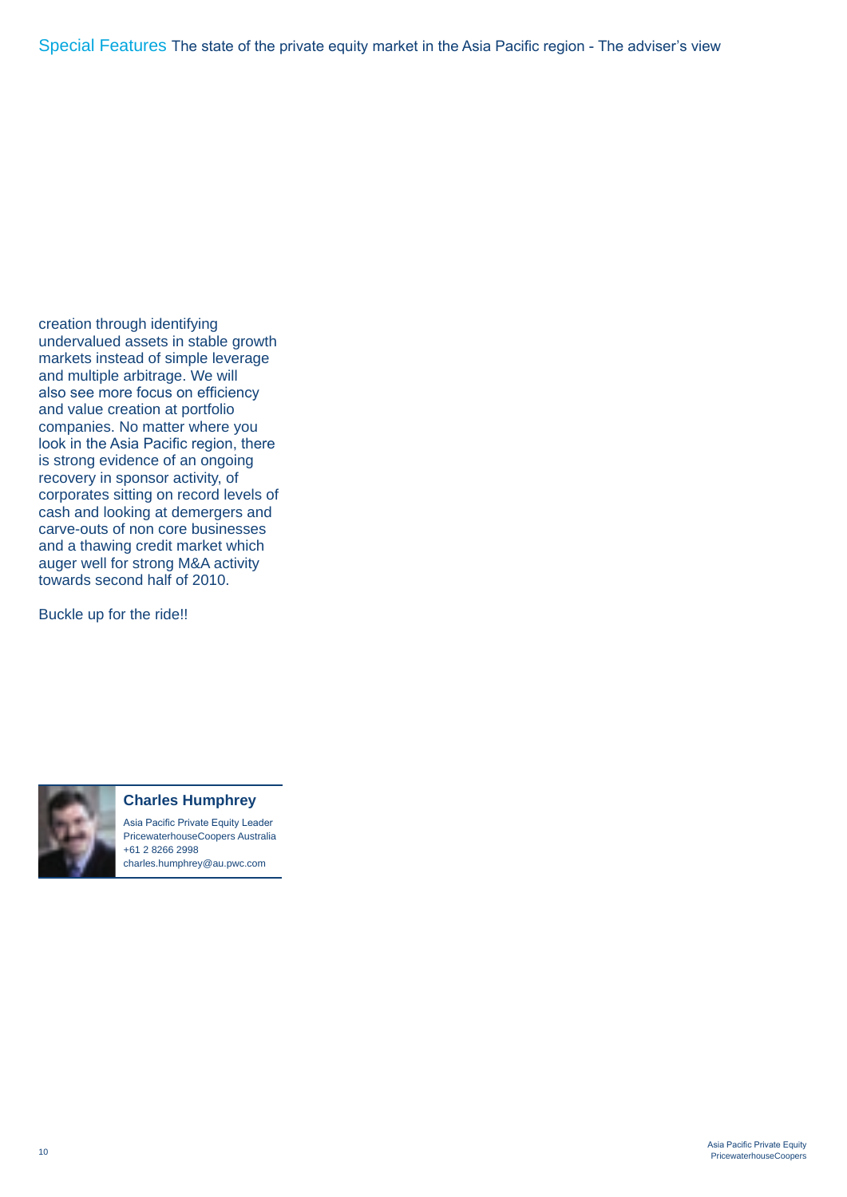creation through identifying undervalued assets in stable growth markets instead of simple leverage and multiple arbitrage. We will also see more focus on efficiency and value creation at portfolio companies. No matter where you look in the Asia Pacific region, there is strong evidence of an ongoing recovery in sponsor activity, of corporates sitting on record levels of cash and looking at demergers and carve-outs of non core businesses and a thawing credit market which auger well for strong M&A activity towards second half of 2010.

Buckle up for the ride!!

**Charles Humphrey**

Asia Pacific Private Equity Leader
PricewaterhouseCoopers Australia
+61 2 8266 2998
charles.humphrey@au.pwc.com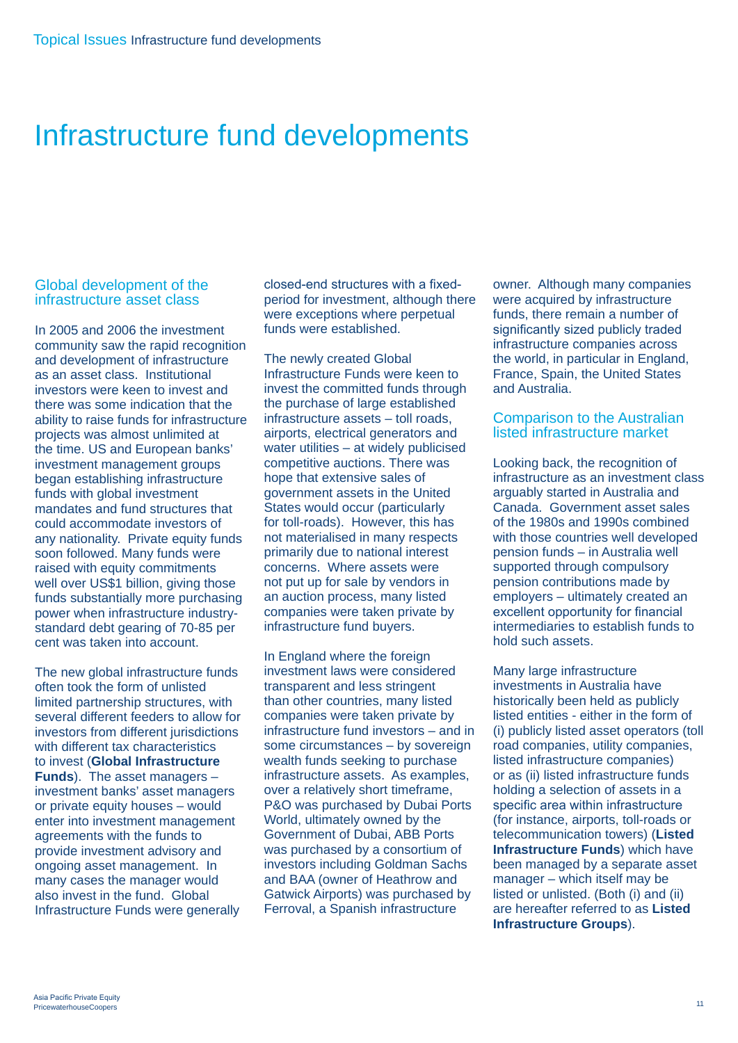# Infrastructure fund developments

## Global development of the infrastructure asset class

In 2005 and 2006 the investment community saw the rapid recognition and development of infrastructure as an asset class. Institutional investors were keen to invest and there was some indication that the ability to raise funds for infrastructure projects was almost unlimited at the time. US and European banks' investment management groups began establishing infrastructure funds with global investment mandates and fund structures that could accommodate investors of any nationality. Private equity funds soon followed. Many funds were raised with equity commitments well over US$1 billion, giving those funds substantially more purchasing power when infrastructure industry-standard debt gearing of 70-85 per cent was taken into account.

The new global infrastructure funds often took the form of unlisted limited partnership structures, with several different feeders to allow for investors from different jurisdictions with different tax characteristics to invest (**Global Infrastructure Funds**). The asset managers – investment banks' asset managers or private equity houses – would enter into investment management agreements with the funds to provide investment advisory and ongoing asset management. In many cases the manager would also invest in the fund. Global Infrastructure Funds were generally closed-end structures with a fixed-period for investment, although there were exceptions where perpetual funds were established.

The newly created Global Infrastructure Funds were keen to invest the committed funds through the purchase of large established infrastructure assets – toll roads, airports, electrical generators and water utilities – at widely publicised competitive auctions. There was hope that extensive sales of government assets in the United States would occur (particularly for toll-roads). However, this has not materialised in many respects primarily due to national interest concerns. Where assets were not put up for sale by vendors in an auction process, many listed companies were taken private by infrastructure fund buyers.

In England where the foreign investment laws were considered transparent and less stringent than other countries, many listed companies were taken private by infrastructure fund investors – and in some circumstances – by sovereign wealth funds seeking to purchase infrastructure assets. As examples, over a relatively short timeframe, P&O was purchased by Dubai Ports World, ultimately owned by the Government of Dubai, ABB Ports was purchased by a consortium of investors including Goldman Sachs and BAA (owner of Heathrow and Gatwick Airports) was purchased by Ferroval, a Spanish infrastructure owner. Although many companies were acquired by infrastructure funds, there remain a number of significantly sized publicly traded infrastructure companies across the world, in particular in England, France, Spain, the United States and Australia.

## Comparison to the Australian listed infrastructure market

Looking back, the recognition of infrastructure as an investment class arguably started in Australia and Canada. Government asset sales of the 1980s and 1990s combined with those countries well developed pension funds – in Australia well supported through compulsory pension contributions made by employers – ultimately created an excellent opportunity for financial intermediaries to establish funds to hold such assets.

Many large infrastructure investments in Australia have historically been held as publicly listed entities - either in the form of (i) publicly listed asset operators (toll road companies, utility companies, listed infrastructure companies) or as (ii) listed infrastructure funds holding a selection of assets in a specific area within infrastructure (for instance, airports, toll-roads or telecommunication towers) (**Listed Infrastructure Funds**) which have been managed by a separate asset manager – which itself may be listed or unlisted. (Both (i) and (ii) are hereafter referred to as **Listed Infrastructure Groups**).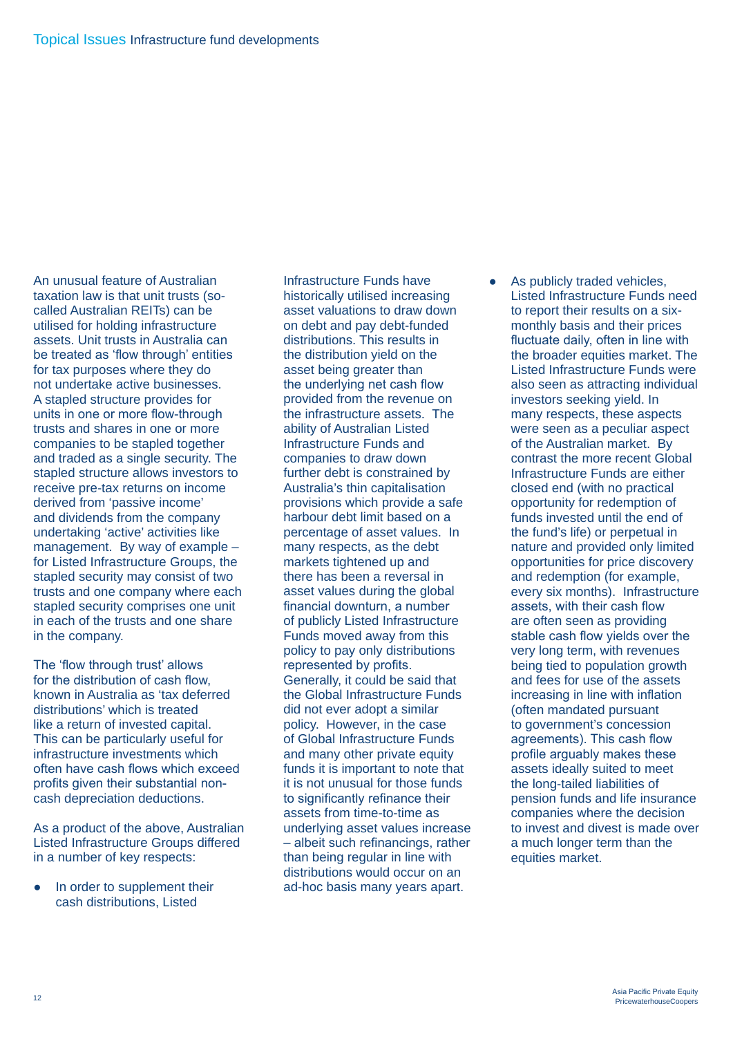An unusual feature of Australian taxation law is that unit trusts (so-called Australian REITs) can be utilised for holding infrastructure assets. Unit trusts in Australia can be treated as 'flow through' entities for tax purposes where they do not undertake active businesses. A stapled structure provides for units in one or more flow-through trusts and shares in one or more companies to be stapled together and traded as a single security. The stapled structure allows investors to receive pre-tax returns on income derived from 'passive income' and dividends from the company undertaking 'active' activities like management. By way of example – for Listed Infrastructure Groups, the stapled security may consist of two trusts and one company where each stapled security comprises one unit in each of the trusts and one share in the company.

The 'flow through trust' allows for the distribution of cash flow, known in Australia as 'tax deferred distributions' which is treated like a return of invested capital. This can be particularly useful for infrastructure investments which often have cash flows which exceed profits given their substantial non-cash depreciation deductions.

As a product of the above, Australian Listed Infrastructure Groups differed in a number of key respects:

- In order to supplement their cash distributions, Listed Infrastructure Funds have historically utilised increasing asset valuations to draw down on debt and pay debt-funded distributions. This results in the distribution yield on the asset being greater than the underlying net cash flow provided from the revenue on the infrastructure assets. The ability of Australian Listed Infrastructure Funds and companies to draw down further debt is constrained by Australia's thin capitalisation provisions which provide a safe harbour debt limit based on a percentage of asset values. In many respects, as the debt markets tightened up and there has been a reversal in asset values during the global financial downturn, a number of publicly Listed Infrastructure Funds moved away from this policy to pay only distributions represented by profits. Generally, it could be said that the Global Infrastructure Funds did not ever adopt a similar policy. However, in the case of Global Infrastructure Funds and many other private equity funds it is important to note that it is not unusual for those funds to significantly refinance their assets from time-to-time as underlying asset values increase – albeit such refinancings, rather than being regular in line with distributions would occur on an ad-hoc basis many years apart.
- As publicly traded vehicles, Listed Infrastructure Funds need to report their results on a six-monthly basis and their prices fluctuate daily, often in line with the broader equities market. The Listed Infrastructure Funds were also seen as attracting individual investors seeking yield. In many respects, these aspects were seen as a peculiar aspect of the Australian market. By contrast the more recent Global Infrastructure Funds are either closed end (with no practical opportunity for redemption of funds invested until the end of the fund's life) or perpetual in nature and provided only limited opportunities for price discovery and redemption (for example, every six months). Infrastructure assets, with their cash flow are often seen as providing stable cash flow yields over the very long term, with revenues being tied to population growth and fees for use of the assets increasing in line with inflation (often mandated pursuant to government's concession agreements). This cash flow profile arguably makes these assets ideally suited to meet the long-tailed liabilities of pension funds and life insurance companies where the decision to invest and divest is made over a much longer term than the equities market.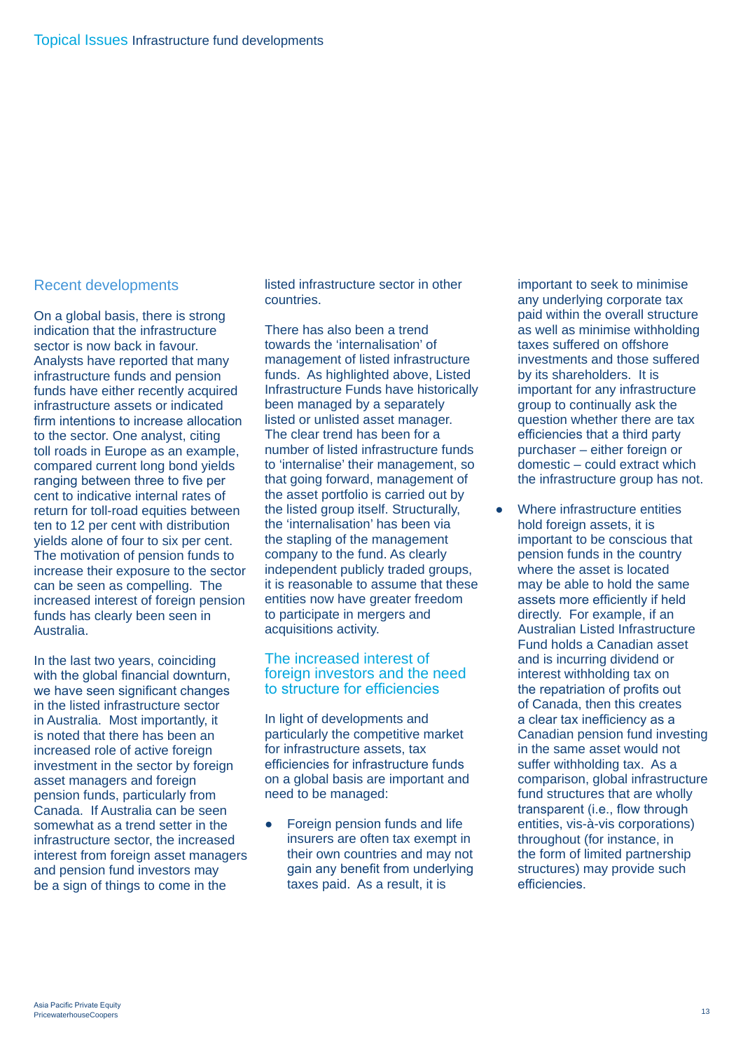## Recent developments

On a global basis, there is strong indication that the infrastructure sector is now back in favour. Analysts have reported that many infrastructure funds and pension funds have either recently acquired infrastructure assets or indicated firm intentions to increase allocation to the sector. One analyst, citing toll roads in Europe as an example, compared current long bond yields ranging between three to five per cent to indicative internal rates of return for toll-road equities between ten to 12 per cent with distribution yields alone of four to six per cent. The motivation of pension funds to increase their exposure to the sector can be seen as compelling. The increased interest of foreign pension funds has clearly been seen in Australia.

In the last two years, coinciding with the global financial downturn, we have seen significant changes in the listed infrastructure sector in Australia. Most importantly, it is noted that there has been an increased role of active foreign investment in the sector by foreign asset managers and foreign pension funds, particularly from Canada. If Australia can be seen somewhat as a trend setter in the infrastructure sector, the increased interest from foreign asset managers and pension fund investors may be a sign of things to come in the listed infrastructure sector in other countries.

There has also been a trend towards the 'internalisation' of management of listed infrastructure funds. As highlighted above, Listed Infrastructure Funds have historically been managed by a separately listed or unlisted asset manager. The clear trend has been for a number of listed infrastructure funds to 'internalise' their management, so that going forward, management of the asset portfolio is carried out by the listed group itself. Structurally, the 'internalisation' has been via the stapling of the management company to the fund. As clearly independent publicly traded groups, it is reasonable to assume that these entities now have greater freedom to participate in mergers and acquisitions activity.

## The increased interest of foreign investors and the need to structure for efficiencies

In light of developments and particularly the competitive market for infrastructure assets, tax efficiencies for infrastructure funds on a global basis are important and need to be managed:

- Foreign pension funds and life insurers are often tax exempt in their own countries and may not gain any benefit from underlying taxes paid. As a result, it is important to seek to minimise any underlying corporate tax paid within the overall structure as well as minimise withholding taxes suffered on offshore investments and those suffered by its shareholders. It is important for any infrastructure group to continually ask the question whether there are tax efficiencies that a third party purchaser – either foreign or domestic – could extract which the infrastructure group has not.
- Where infrastructure entities hold foreign assets, it is important to be conscious that pension funds in the country where the asset is located may be able to hold the same assets more efficiently if held directly. For example, if an Australian Listed Infrastructure Fund holds a Canadian asset and is incurring dividend or interest withholding tax on the repatriation of profits out of Canada, then this creates a clear tax inefficiency as a Canadian pension fund investing in the same asset would not suffer withholding tax. As a comparison, global infrastructure fund structures that are wholly transparent (i.e., flow through entities, vis-à-vis corporations) throughout (for instance, in the form of limited partnership structures) may provide such efficiencies.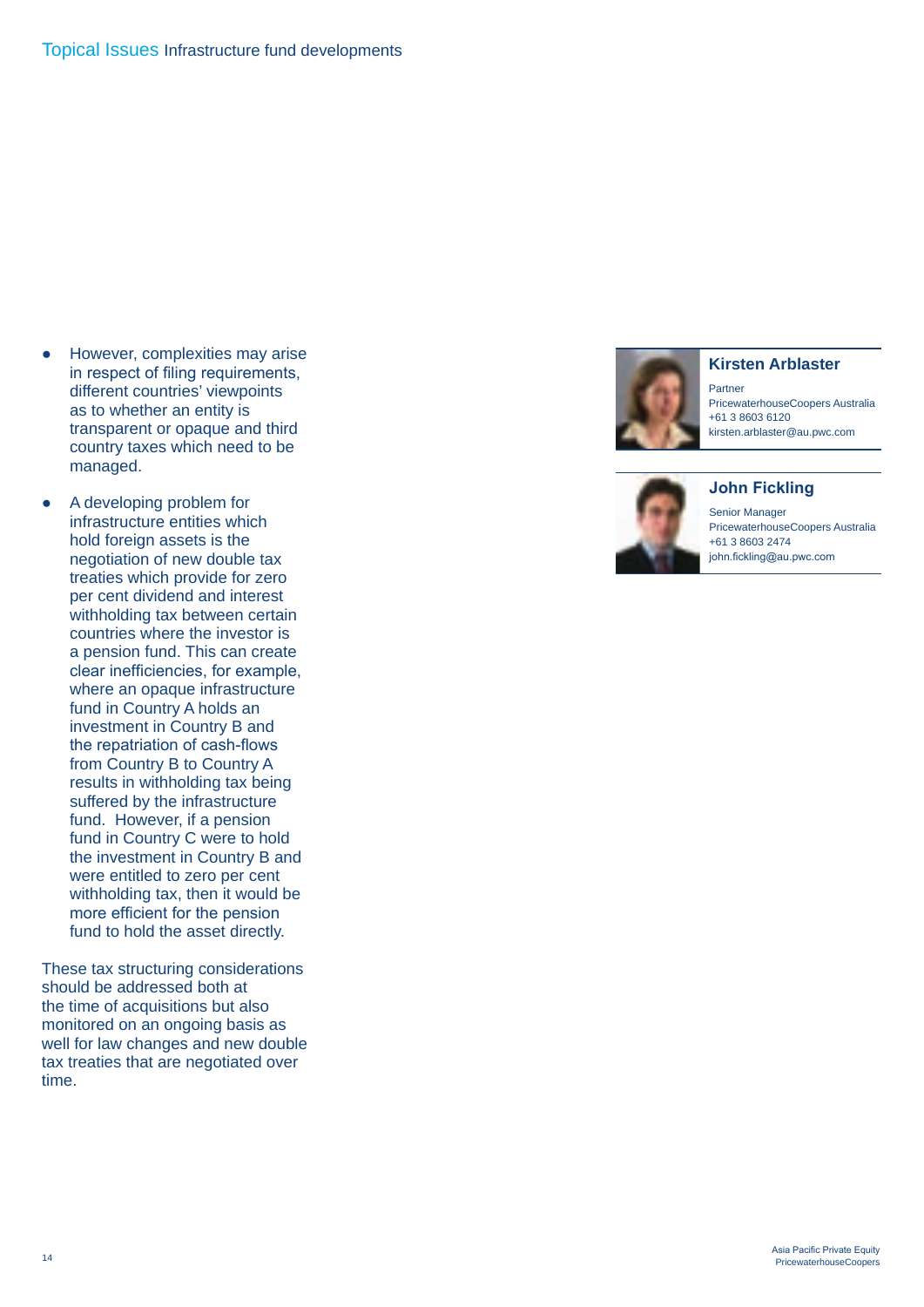- However, complexities may arise in respect of filing requirements, different countries' viewpoints as to whether an entity is transparent or opaque and third country taxes which need to be managed.
- A developing problem for infrastructure entities which hold foreign assets is the negotiation of new double tax treaties which provide for zero per cent dividend and interest withholding tax between certain countries where the investor is a pension fund. This can create clear inefficiencies, for example, where an opaque infrastructure fund in Country A holds an investment in Country B and the repatriation of cash-flows from Country B to Country A results in withholding tax being suffered by the infrastructure fund. However, if a pension fund in Country C were to hold the investment in Country B and were entitled to zero per cent withholding tax, then it would be more efficient for the pension fund to hold the asset directly.

These tax structuring considerations should be addressed both at the time of acquisitions but also monitored on an ongoing basis as well for law changes and new double tax treaties that are negotiated over time.

**Kirsten Arblaster**
Partner
PricewaterhouseCoopers Australia
+61 3 8603 6120
kirsten.arblaster@au.pwc.com

**John Fickling**
Senior Manager
PricewaterhouseCoopers Australia
+61 3 8603 2474
john.fickling@au.pwc.com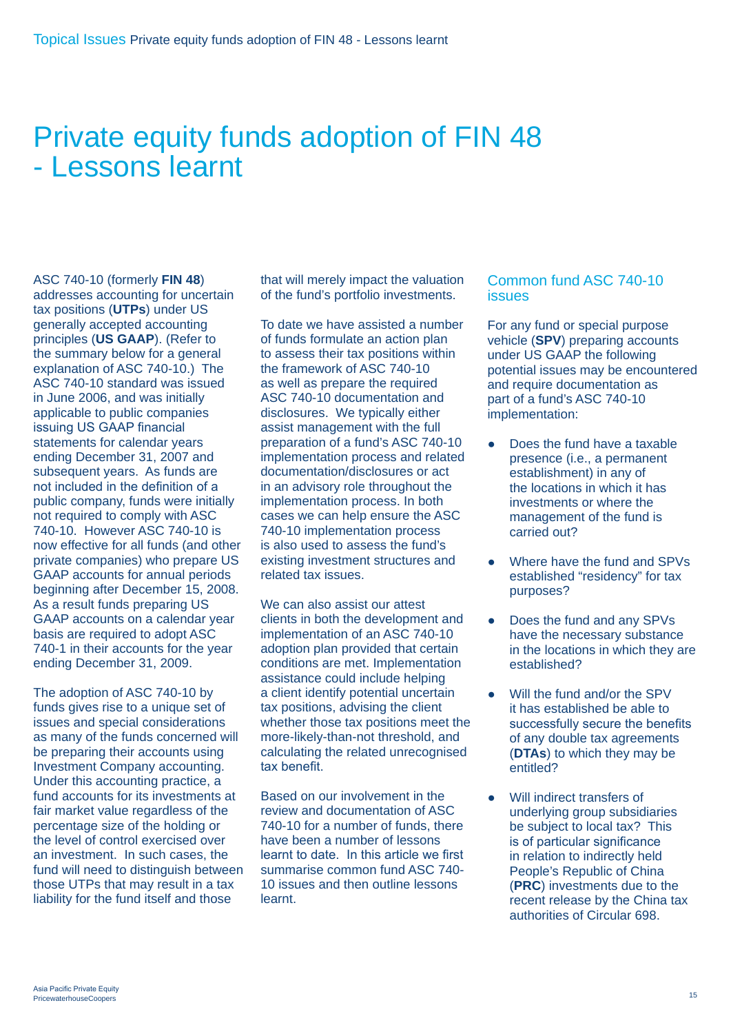# Private equity funds adoption of FIN 48 - Lessons learnt

ASC 740-10 (formerly **FIN 48**) addresses accounting for uncertain tax positions (**UTPs**) under US generally accepted accounting principles (**US GAAP**). (Refer to the summary below for a general explanation of ASC 740-10.) The ASC 740-10 standard was issued in June 2006, and was initially applicable to public companies issuing US GAAP financial statements for calendar years ending December 31, 2007 and subsequent years. As funds are not included in the definition of a public company, funds were initially not required to comply with ASC 740-10. However ASC 740-10 is now effective for all funds (and other private companies) who prepare US GAAP accounts for annual periods beginning after December 15, 2008. As a result funds preparing US GAAP accounts on a calendar year basis are required to adopt ASC 740-1 in their accounts for the year ending December 31, 2009.

The adoption of ASC 740-10 by funds gives rise to a unique set of issues and special considerations as many of the funds concerned will be preparing their accounts using Investment Company accounting. Under this accounting practice, a fund accounts for its investments at fair market value regardless of the percentage size of the holding or the level of control exercised over an investment. In such cases, the fund will need to distinguish between those UTPs that may result in a tax liability for the fund itself and those that will merely impact the valuation of the fund's portfolio investments.

To date we have assisted a number of funds formulate an action plan to assess their tax positions within the framework of ASC 740-10 as well as prepare the required ASC 740-10 documentation and disclosures. We typically either assist management with the full preparation of a fund's ASC 740-10 implementation process and related documentation/disclosures or act in an advisory role throughout the implementation process. In both cases we can help ensure the ASC 740-10 implementation process is also used to assess the fund's existing investment structures and related tax issues.

We can also assist our attest clients in both the development and implementation of an ASC 740-10 adoption plan provided that certain conditions are met. Implementation assistance could include helping a client identify potential uncertain tax positions, advising the client whether those tax positions meet the more-likely-than-not threshold, and calculating the related unrecognised tax benefit.

Based on our involvement in the review and documentation of ASC 740-10 for a number of funds, there have been a number of lessons learnt to date. In this article we first summarise common fund ASC 740-10 issues and then outline lessons learnt.

## Common fund ASC 740-10 issues

For any fund or special purpose vehicle (**SPV**) preparing accounts under US GAAP the following potential issues may be encountered and require documentation as part of a fund's ASC 740-10 implementation:

- Does the fund have a taxable presence (i.e., a permanent establishment) in any of the locations in which it has investments or where the management of the fund is carried out?
- Where have the fund and SPVs established "residency" for tax purposes?
- Does the fund and any SPVs have the necessary substance in the locations in which they are established?
- Will the fund and/or the SPV it has established be able to successfully secure the benefits of any double tax agreements (**DTAs**) to which they may be entitled?
- Will indirect transfers of underlying group subsidiaries be subject to local tax? This is of particular significance in relation to indirectly held People's Republic of China (**PRC**) investments due to the recent release by the China tax authorities of Circular 698.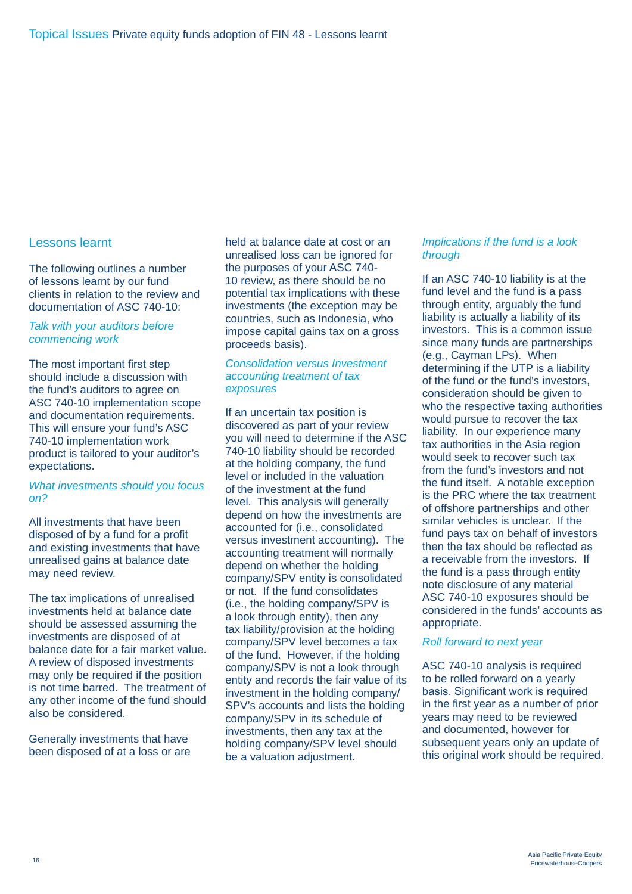## Lessons learnt

The following outlines a number of lessons learnt by our fund clients in relation to the review and documentation of ASC 740-10:

*Talk with your auditors before commencing work*

The most important first step should include a discussion with the fund's auditors to agree on ASC 740-10 implementation scope and documentation requirements. This will ensure your fund's ASC 740-10 implementation work product is tailored to your auditor's expectations.

*What investments should you focus on?*

All investments that have been disposed of by a fund for a profit and existing investments that have unrealised gains at balance date may need review.

The tax implications of unrealised investments held at balance date should be assessed assuming the investments are disposed of at balance date for a fair market value. A review of disposed investments may only be required if the position is not time barred. The treatment of any other income of the fund should also be considered.

Generally investments that have been disposed of at a loss or are held at balance date at cost or an unrealised loss can be ignored for the purposes of your ASC 740-10 review, as there should be no potential tax implications with these investments (the exception may be countries, such as Indonesia, who impose capital gains tax on a gross proceeds basis).

*Consolidation versus Investment accounting treatment of tax exposures*

If an uncertain tax position is discovered as part of your review you will need to determine if the ASC 740-10 liability should be recorded at the holding company, the fund level or included in the valuation of the investment at the fund level. This analysis will generally depend on how the investments are accounted for (i.e., consolidated versus investment accounting). The accounting treatment will normally depend on whether the holding company/SPV entity is consolidated or not. If the fund consolidates (i.e., the holding company/SPV is a look through entity), then any tax liability/provision at the holding company/SPV level becomes a tax of the fund. However, if the holding company/SPV is not a look through entity and records the fair value of its investment in the holding company/SPV's accounts and lists the holding company/SPV in its schedule of investments, then any tax at the holding company/SPV level should be a valuation adjustment.

*Implications if the fund is a look through*

If an ASC 740-10 liability is at the fund level and the fund is a pass through entity, arguably the fund liability is actually a liability of its investors. This is a common issue since many funds are partnerships (e.g., Cayman LPs). When determining if the UTP is a liability of the fund or the fund's investors, consideration should be given to who the respective taxing authorities would pursue to recover the tax liability. In our experience many tax authorities in the Asia region would seek to recover such tax from the fund's investors and not the fund itself. A notable exception is the PRC where the tax treatment of offshore partnerships and other similar vehicles is unclear. If the fund pays tax on behalf of investors then the tax should be reflected as a receivable from the investors. If the fund is a pass through entity note disclosure of any material ASC 740-10 exposures should be considered in the funds' accounts as appropriate.

*Roll forward to next year*

ASC 740-10 analysis is required to be rolled forward on a yearly basis. Significant work is required in the first year as a number of prior years may need to be reviewed and documented, however for subsequent years only an update of this original work should be required.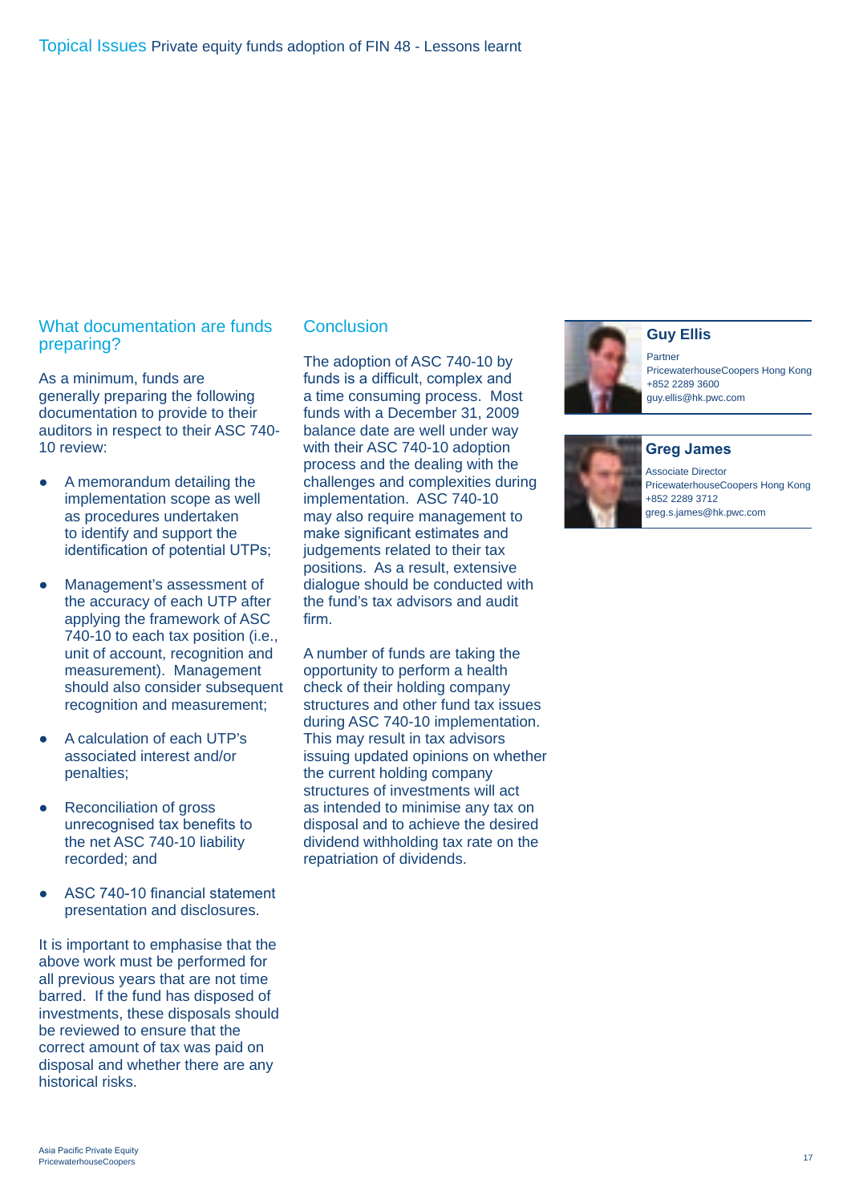## What documentation are funds preparing?

As a minimum, funds are generally preparing the following documentation to provide to their auditors in respect to their ASC 740-10 review:

- A memorandum detailing the implementation scope as well as procedures undertaken to identify and support the identification of potential UTPs;
- Management's assessment of the accuracy of each UTP after applying the framework of ASC 740-10 to each tax position (i.e., unit of account, recognition and measurement). Management should also consider subsequent recognition and measurement;
- A calculation of each UTP's associated interest and/or penalties;
- Reconciliation of gross unrecognised tax benefits to the net ASC 740-10 liability recorded; and
- ASC 740-10 financial statement presentation and disclosures.

It is important to emphasise that the above work must be performed for all previous years that are not time barred. If the fund has disposed of investments, these disposals should be reviewed to ensure that the correct amount of tax was paid on disposal and whether there are any historical risks.

## Conclusion

The adoption of ASC 740-10 by funds is a difficult, complex and a time consuming process. Most funds with a December 31, 2009 balance date are well under way with their ASC 740-10 adoption process and the dealing with the challenges and complexities during implementation. ASC 740-10 may also require management to make significant estimates and judgements related to their tax positions. As a result, extensive dialogue should be conducted with the fund's tax advisors and audit firm.

A number of funds are taking the opportunity to perform a health check of their holding company structures and other fund tax issues during ASC 740-10 implementation. This may result in tax advisors issuing updated opinions on whether the current holding company structures of investments will act as intended to minimise any tax on disposal and to achieve the desired dividend withholding tax rate on the repatriation of dividends.

**Guy Ellis**
Partner
PricewaterhouseCoopers Hong Kong
+852 2289 3600
guy.ellis@hk.pwc.com

**Greg James**
Associate Director
PricewaterhouseCoopers Hong Kong
+852 2289 3712
greg.s.james@hk.pwc.com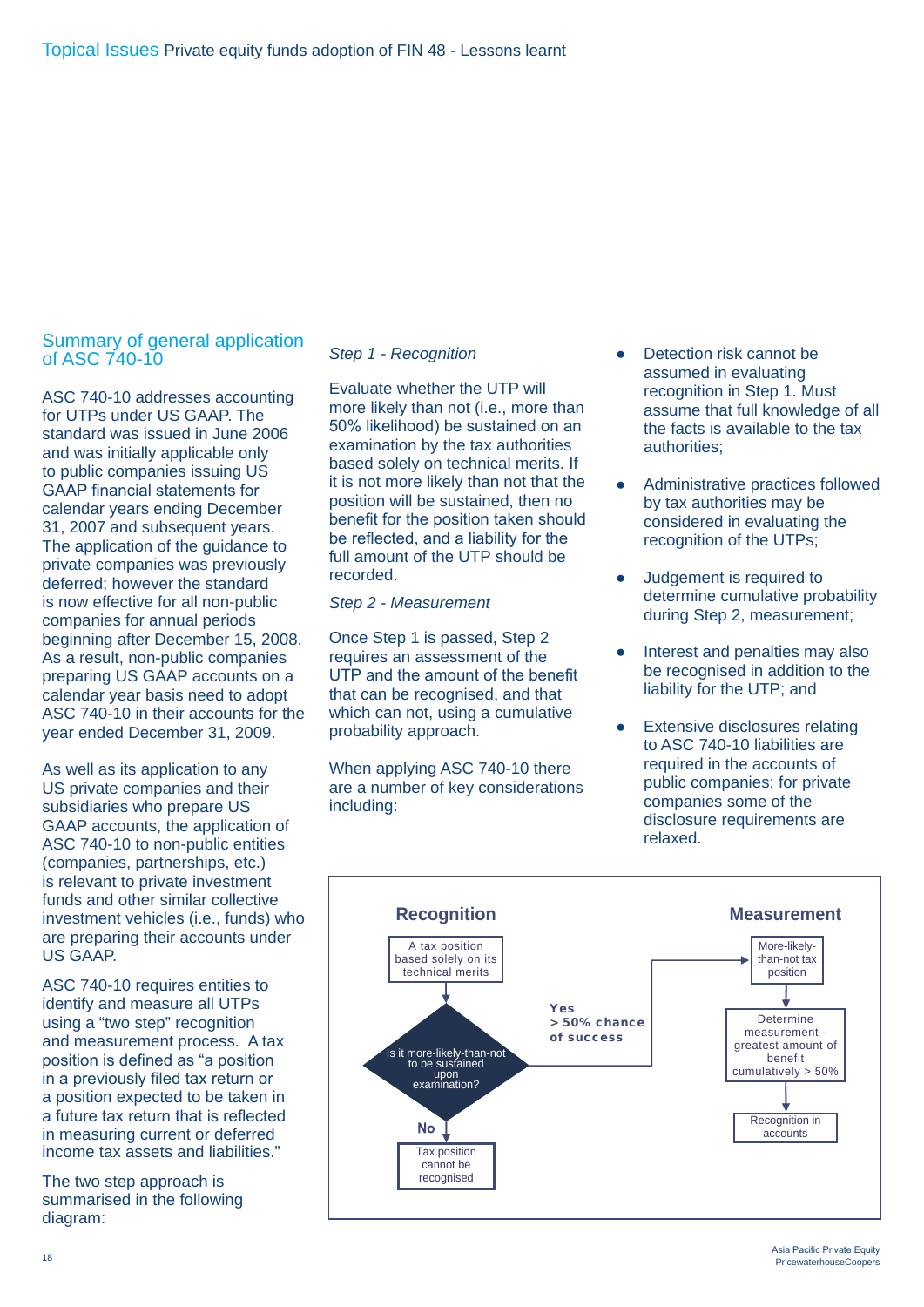## Summary of general application of ASC 740-10

ASC 740-10 addresses accounting for UTPs under US GAAP. The standard was issued in June 2006 and was initially applicable only to public companies issuing US GAAP financial statements for calendar years ending December 31, 2007 and subsequent years. The application of the guidance to private companies was previously deferred; however the standard is now effective for all non-public companies for annual periods beginning after December 15, 2008. As a result, non-public companies preparing US GAAP accounts on a calendar year basis need to adopt ASC 740-10 in their accounts for the year ended December 31, 2009.

As well as its application to any US private companies and their subsidiaries who prepare US GAAP accounts, the application of ASC 740-10 to non-public entities (companies, partnerships, etc.) is relevant to private investment funds and other similar collective investment vehicles (i.e., funds) who are preparing their accounts under US GAAP.

ASC 740-10 requires entities to identify and measure all UTPs using a "two step" recognition and measurement process. A tax position is defined as "a position in a previously filed tax return or a position expected to be taken in a future tax return that is reflected in measuring current or deferred income tax assets and liabilities."

The two step approach is summarised in the following diagram:

*Step 1 - Recognition*

Evaluate whether the UTP will more likely than not (i.e., more than 50% likelihood) be sustained on an examination by the tax authorities based solely on technical merits. If it is not more likely than not that the position will be sustained, then no benefit for the position taken should be reflected, and a liability for the full amount of the UTP should be recorded.

*Step 2 - Measurement*

Once Step 1 is passed, Step 2 requires an assessment of the UTP and the amount of the benefit that can be recognised, and that which can not, using a cumulative probability approach.

When applying ASC 740-10 there are a number of key considerations including:

- Detection risk cannot be assumed in evaluating recognition in Step 1. Must assume that full knowledge of all the facts is available to the tax authorities;
- Administrative practices followed by tax authorities may be considered in evaluating the recognition of the UTPs;
- Judgement is required to determine cumulative probability during Step 2, measurement;
- Interest and penalties may also be recognised in addition to the liability for the UTP; and
- Extensive disclosures relating to ASC 740-10 liabilities are required in the accounts of public companies; for private companies some of the disclosure requirements are relaxed.

**Recognition**

A tax position based solely on technical merits → Is it more-likely-than-not to be sustained upon examination?
- No → Tax position cannot be recognised
- Yes > 50% chance of success → Measurement

**Measurement**

More-likely-than-not tax position → Determine measurement - greatest amount of benefit cumulatively > 50% → Recognition in accounts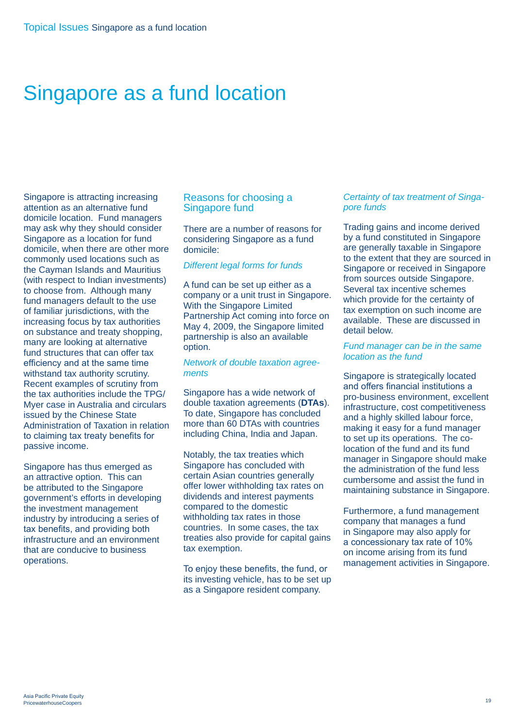# Singapore as a fund location

Singapore is attracting increasing attention as an alternative fund domicile location. Fund managers may ask why they should consider Singapore as a location for fund domicile, when there are other more commonly used locations such as the Cayman Islands and Mauritius (with respect to Indian investments) to choose from. Although many fund managers default to the use of familiar jurisdictions, with the increasing focus by tax authorities on substance and treaty shopping, many are looking at alternative fund structures that can offer tax efficiency and at the same time withstand tax authority scrutiny. Recent examples of scrutiny from the tax authorities include the TPG/ Myer case in Australia and circulars issued by the Chinese State Administration of Taxation in relation to claiming tax treaty benefits for passive income.

Singapore has thus emerged as an attractive option. This can be attributed to the Singapore government's efforts in developing the investment management industry by introducing a series of tax benefits, and providing both infrastructure and an environment that are conducive to business operations.

## Reasons for choosing a Singapore fund

There are a number of reasons for considering Singapore as a fund domicile:

### *Different legal forms for funds*

A fund can be set up either as a company or a unit trust in Singapore. With the Singapore Limited Partnership Act coming into force on May 4, 2009, the Singapore limited partnership is also an available option.

### *Network of double taxation agreements*

Singapore has a wide network of double taxation agreements (**DTAs**). To date, Singapore has concluded more than 60 DTAs with countries including China, India and Japan.

Notably, the tax treaties which Singapore has concluded with certain Asian countries generally offer lower withholding tax rates on dividends and interest payments compared to the domestic withholding tax rates in those countries. In some cases, the tax treaties also provide for capital gains tax exemption.

To enjoy these benefits, the fund, or its investing vehicle, has to be set up as a Singapore resident company.

### *Certainty of tax treatment of Singapore funds*

Trading gains and income derived by a fund constituted in Singapore are generally taxable in Singapore to the extent that they are sourced in Singapore or received in Singapore from sources outside Singapore. Several tax incentive schemes which provide for the certainty of tax exemption on such income are available. These are discussed in detail below.

### *Fund manager can be in the same location as the fund*

Singapore is strategically located and offers financial institutions a pro-business environment, excellent infrastructure, cost competitiveness and a highly skilled labour force, making it easy for a fund manager to set up its operations. The co-location of the fund and its fund manager in Singapore should make the administration of the fund less cumbersome and assist the fund in maintaining substance in Singapore.

Furthermore, a fund management company that manages a fund in Singapore may also apply for a concessionary tax rate of 10% on income arising from its fund management activities in Singapore.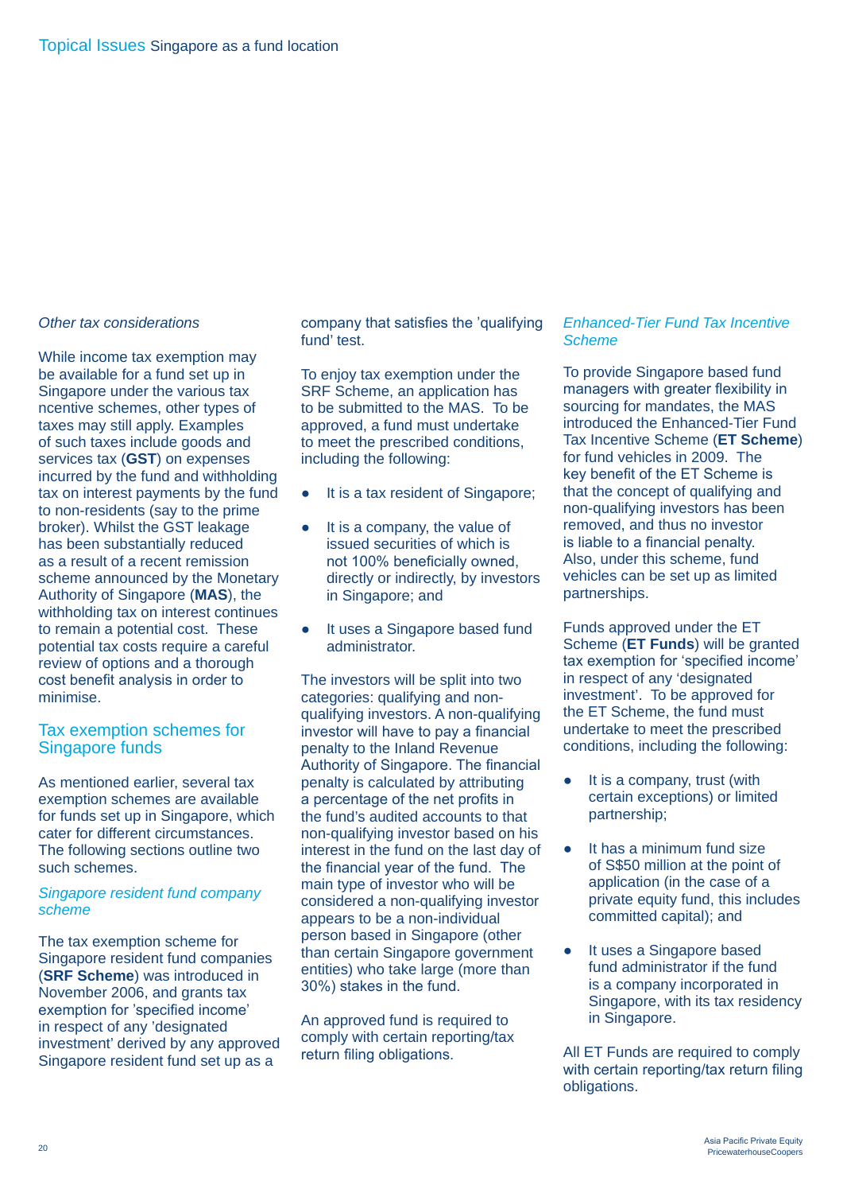*Other tax considerations*

While income tax exemption may be available for a fund set up in Singapore under the various tax ncentive schemes, other types of taxes may still apply. Examples of such taxes include goods and services tax (**GST**) on expenses incurred by the fund and withholding tax on interest payments by the fund to non-residents (say to the prime broker). Whilst the GST leakage has been substantially reduced as a result of a recent remission scheme announced by the Monetary Authority of Singapore (**MAS**), the withholding tax on interest continues to remain a potential cost. These potential tax costs require a careful review of options and a thorough cost benefit analysis in order to minimise.

## Tax exemption schemes for Singapore funds

As mentioned earlier, several tax exemption schemes are available for funds set up in Singapore, which cater for different circumstances. The following sections outline two such schemes.

### *Singapore resident fund company scheme*

The tax exemption scheme for Singapore resident fund companies (**SRF Scheme**) was introduced in November 2006, and grants tax exemption for 'specified income' in respect of any 'designated investment' derived by any approved Singapore resident fund set up as a company that satisfies the 'qualifying fund' test.

To enjoy tax exemption under the SRF Scheme, an application has to be submitted to the MAS. To be approved, a fund must undertake to meet the prescribed conditions, including the following:

- It is a tax resident of Singapore;
- It is a company, the value of issued securities of which is not 100% beneficially owned, directly or indirectly, by investors in Singapore; and
- It uses a Singapore based fund administrator.

The investors will be split into two categories: qualifying and non-qualifying investors. A non-qualifying investor will have to pay a financial penalty to the Inland Revenue Authority of Singapore. The financial penalty is calculated by attributing a percentage of the net profits in the fund's audited accounts to that non-qualifying investor based on his interest in the fund on the last day of the financial year of the fund. The main type of investor who will be considered a non-qualifying investor appears to be a non-individual person based in Singapore (other than certain Singapore government entities) who take large (more than 30%) stakes in the fund.

An approved fund is required to comply with certain reporting/tax return filing obligations.

### *Enhanced-Tier Fund Tax Incentive Scheme*

To provide Singapore based fund managers with greater flexibility in sourcing for mandates, the MAS introduced the Enhanced-Tier Fund Tax Incentive Scheme (**ET Scheme**) for fund vehicles in 2009. The key benefit of the ET Scheme is that the concept of qualifying and non-qualifying investors has been removed, and thus no investor is liable to a financial penalty. Also, under this scheme, fund vehicles can be set up as limited partnerships.

Funds approved under the ET Scheme (**ET Funds**) will be granted tax exemption for 'specified income' in respect of any 'designated investment'. To be approved for the ET Scheme, the fund must undertake to meet the prescribed conditions, including the following:

- It is a company, trust (with certain exceptions) or limited partnership;
- It has a minimum fund size of S$50 million at the point of application (in the case of a private equity fund, this includes committed capital); and
- It uses a Singapore based fund administrator if the fund is a company incorporated in Singapore, with its tax residency in Singapore.

All ET Funds are required to comply with certain reporting/tax return filing obligations.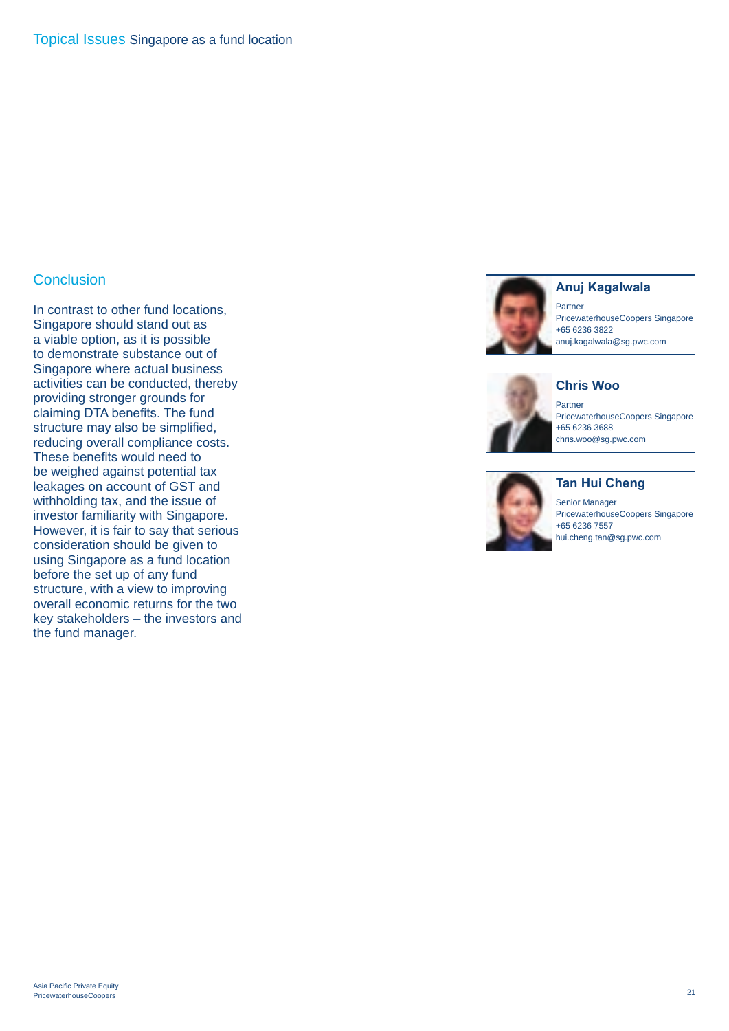## Conclusion

In contrast to other fund locations, Singapore should stand out as a viable option, as it is possible to demonstrate substance out of Singapore where actual business activities can be conducted, thereby providing stronger grounds for claiming DTA benefits. The fund structure may also be simplified, reducing overall compliance costs. These benefits would need to be weighed against potential tax leakages on account of GST and withholding tax, and the issue of investor familiarity with Singapore. However, it is fair to say that serious consideration should be given to using Singapore as a fund location before the set up of any fund structure, with a view to improving overall economic returns for the two key stakeholders – the investors and the fund manager.

**Anuj Kagalwala**
Partner
PricewaterhouseCoopers Singapore
+65 6236 3822
anuj.kagalwala@sg.pwc.com

**Chris Woo**
Partner
PricewaterhouseCoopers Singapore
+65 6236 3688
chris.woo@sg.pwc.com

**Tan Hui Cheng**
Senior Manager
PricewaterhouseCoopers Singapore
+65 6236 7557
hui.cheng.tan@sg.pwc.com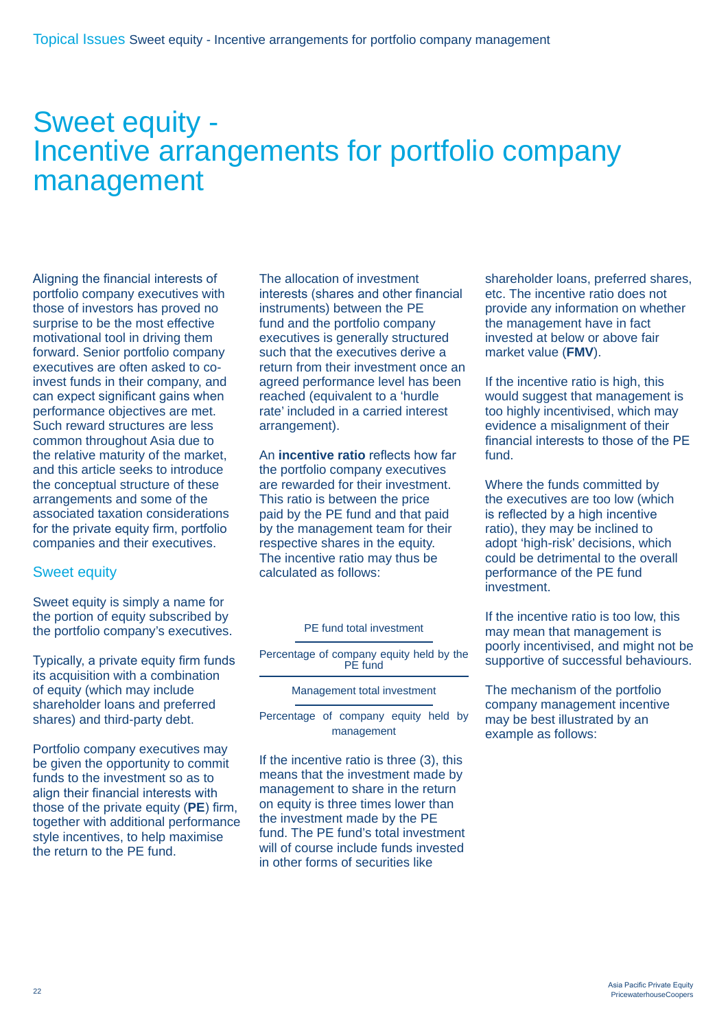# Sweet equity - Incentive arrangements for portfolio company management

Aligning the financial interests of portfolio company executives with those of investors has proved no surprise to be the most effective motivational tool in driving them forward. Senior portfolio company executives are often asked to co-invest funds in their company, and can expect significant gains when performance objectives are met. Such reward structures are less common throughout Asia due to the relative maturity of the market, and this article seeks to introduce the conceptual structure of these arrangements and some of the associated taxation considerations for the private equity firm, portfolio companies and their executives.

## Sweet equity

Sweet equity is simply a name for the portion of equity subscribed by the portfolio company's executives.

Typically, a private equity firm funds its acquisition with a combination of equity (which may include shareholder loans and preferred shares) and third-party debt.

Portfolio company executives may be given the opportunity to commit funds to the investment so as to align their financial interests with those of the private equity (**PE**) firm, together with additional performance style incentives, to help maximise the return to the PE fund.

The allocation of investment interests (shares and other financial instruments) between the PE fund and the portfolio company executives is generally structured such that the executives derive a return from their investment once an agreed performance level has been reached (equivalent to a 'hurdle rate' included in a carried interest arrangement).

An **incentive ratio** reflects how far the portfolio company executives are rewarded for their investment. This ratio is between the price paid by the PE fund and that paid by the management team for their respective shares in the equity. The incentive ratio may thus be calculated as follows:

$$\frac{\dfrac{\text{PE fund total investment}}{\text{Percentage of company equity held by the PE fund}}}{\dfrac{\text{Management total investment}}{\text{Percentage of company equity held by management}}}$$

If the incentive ratio is three (3), this means that the investment made by management to share in the return on equity is three times lower than the investment made by the PE fund. The PE fund's total investment will of course include funds invested in other forms of securities like shareholder loans, preferred shares, etc. The incentive ratio does not provide any information on whether the management have in fact invested at below or above fair market value (**FMV**).

If the incentive ratio is high, this would suggest that management is too highly incentivised, which may evidence a misalignment of their financial interests to those of the PE fund.

Where the funds committed by the executives are too low (which is reflected by a high incentive ratio), they may be inclined to adopt 'high-risk' decisions, which could be detrimental to the overall performance of the PE fund investment.

If the incentive ratio is too low, this may mean that management is poorly incentivised, and might not be supportive of successful behaviours.

The mechanism of the portfolio company management incentive may be best illustrated by an example as follows: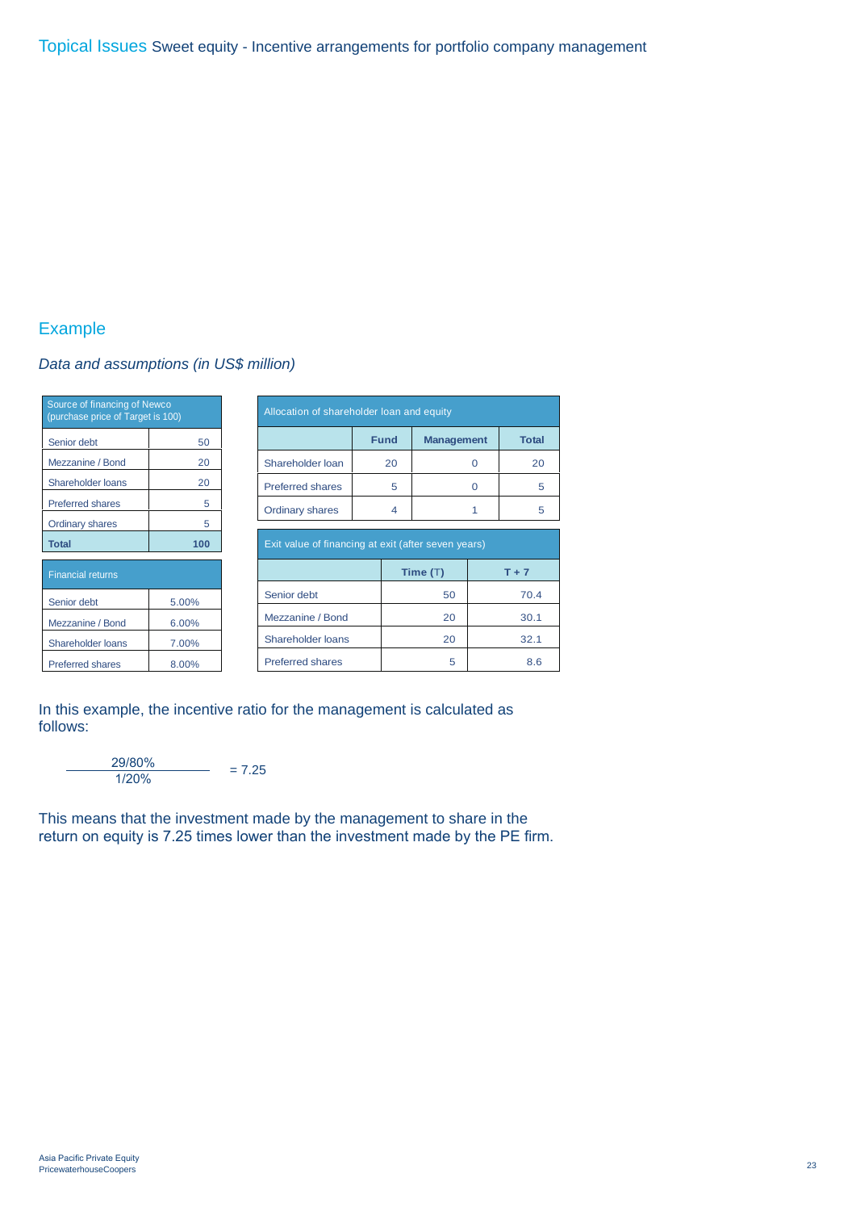# Topical Issues Sweet equity - Incentive arrangements for portfolio company management

## Example

*Data and assumptions (in US$ million)*

| Source of financing of Newco (purchase price of Target is 100) | |
|---|---|
| Senior debt | 50 |
| Mezzanine / Bond | 20 |
| Shareholder loans | 20 |
| Preferred shares | 5 |
| Ordinary shares | 5 |
| **Total** | **100** |

| Financial returns | |
|---|---|
| Senior debt | 5.00% |
| Mezzanine / Bond | 6.00% |
| Shareholder loans | 7.00% |
| Preferred shares | 8.00% |

| Allocation of shareholder loan and equity | | | |
|---|---|---|---|
| | **Fund** | **Management** | **Total** |
| Shareholder loan | 20 | 0 | 20 |
| Preferred shares | 5 | 0 | 5 |
| Ordinary shares | 4 | 1 | 5 |

| Exit value of financing at exit (after seven years) | | |
|---|---|---|
| | **Time (T)** | **T + 7** |
| Senior debt | 50 | 70.4 |
| Mezzanine / Bond | 20 | 30.1 |
| Shareholder loans | 20 | 32.1 |
| Preferred shares | 5 | 8.6 |

In this example, the incentive ratio for the management is calculated as follows:

$$\frac{29/80\%}{1/20\%} = 7.25$$

This means that the investment made by the management to share in the return on equity is 7.25 times lower than the investment made by the PE firm.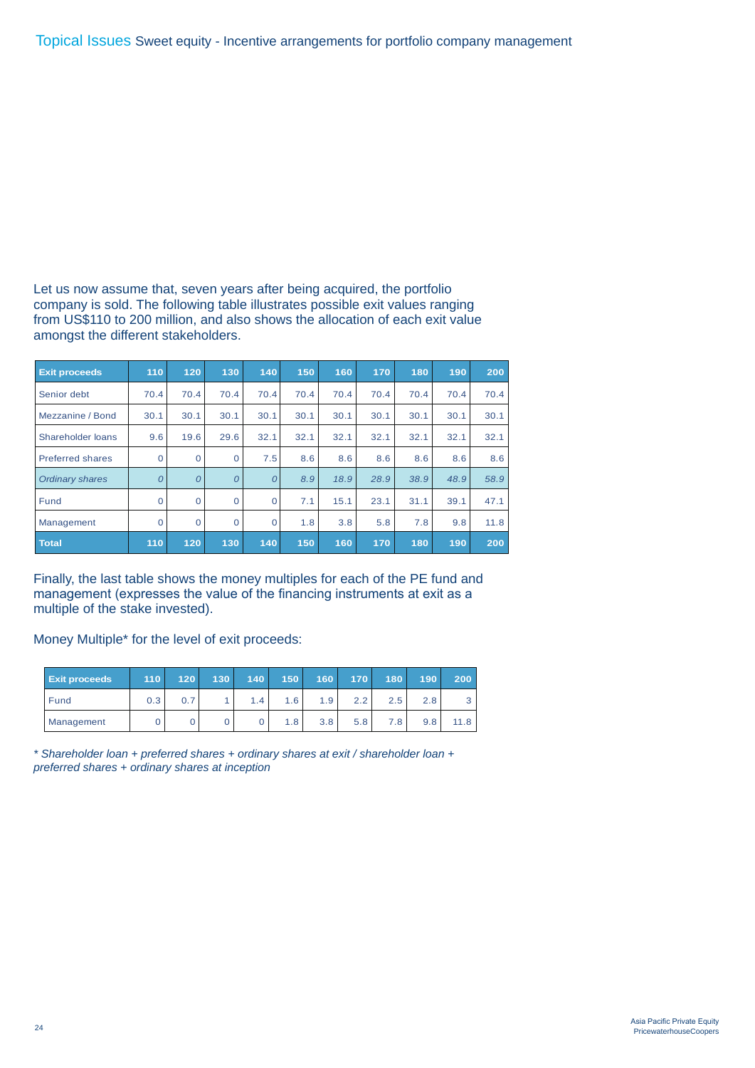Let us now assume that, seven years after being acquired, the portfolio company is sold. The following table illustrates possible exit values ranging from US$110 to 200 million, and also shows the allocation of each exit value amongst the different stakeholders.

| Exit proceeds | 110 | 120 | 130 | 140 | 150 | 160 | 170 | 180 | 190 | 200 |
|---|---|---|---|---|---|---|---|---|---|---|
| Senior debt | 70.4 | 70.4 | 70.4 | 70.4 | 70.4 | 70.4 | 70.4 | 70.4 | 70.4 | 70.4 |
| Mezzanine / Bond | 30.1 | 30.1 | 30.1 | 30.1 | 30.1 | 30.1 | 30.1 | 30.1 | 30.1 | 30.1 |
| Shareholder loans | 9.6 | 19.6 | 29.6 | 32.1 | 32.1 | 32.1 | 32.1 | 32.1 | 32.1 | 32.1 |
| Preferred shares | 0 | 0 | 0 | 7.5 | 8.6 | 8.6 | 8.6 | 8.6 | 8.6 | 8.6 |
| *Ordinary shares* | *0* | *0* | *0* | *0* | *8.9* | *18.9* | *28.9* | *38.9* | *48.9* | *58.9* |
| Fund | 0 | 0 | 0 | 0 | 7.1 | 15.1 | 23.1 | 31.1 | 39.1 | 47.1 |
| Management | 0 | 0 | 0 | 0 | 1.8 | 3.8 | 5.8 | 7.8 | 9.8 | 11.8 |
| **Total** | **110** | **120** | **130** | **140** | **150** | **160** | **170** | **180** | **190** | **200** |

Finally, the last table shows the money multiples for each of the PE fund and management (expresses the value of the financing instruments at exit as a multiple of the stake invested).

Money Multiple* for the level of exit proceeds:

| Exit proceeds | 110 | 120 | 130 | 140 | 150 | 160 | 170 | 180 | 190 | 200 |
|---|---|---|---|---|---|---|---|---|---|---|
| Fund | 0.3 | 0.7 | 1 | 1.4 | 1.6 | 1.9 | 2.2 | 2.5 | 2.8 | 3 |
| Management | 0 | 0 | 0 | 0 | 1.8 | 3.8 | 5.8 | 7.8 | 9.8 | 11.8 |

*\* Shareholder loan + preferred shares + ordinary shares at exit / shareholder loan + preferred shares + ordinary shares at inception*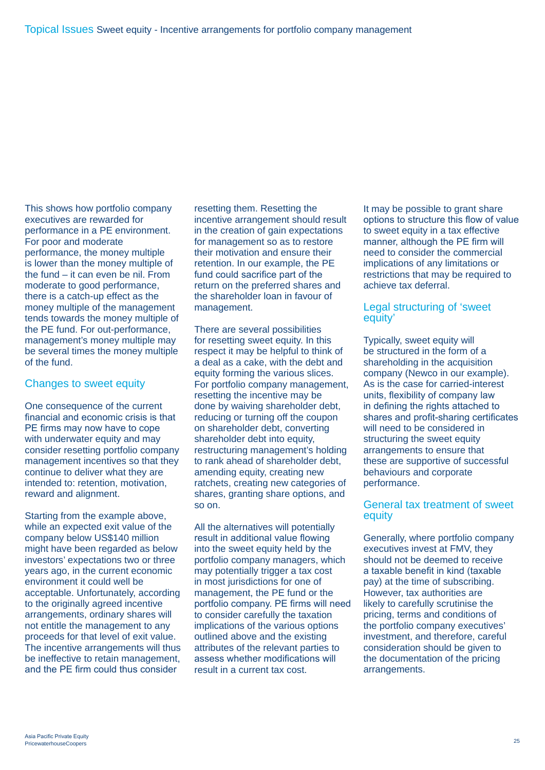This shows how portfolio company executives are rewarded for performance in a PE environment. For poor and moderate performance, the money multiple is lower than the money multiple of the fund – it can even be nil. From moderate to good performance, there is a catch-up effect as the money multiple of the management tends towards the money multiple of the PE fund. For out-performance, management's money multiple may be several times the money multiple of the fund.

## Changes to sweet equity

One consequence of the current financial and economic crisis is that PE firms may now have to cope with underwater equity and may consider resetting portfolio company management incentives so that they continue to deliver what they are intended to: retention, motivation, reward and alignment.

Starting from the example above, while an expected exit value of the company below US$140 million might have been regarded as below investors' expectations two or three years ago, in the current economic environment it could well be acceptable. Unfortunately, according to the originally agreed incentive arrangements, ordinary shares will not entitle the management to any proceeds for that level of exit value. The incentive arrangements will thus be ineffective to retain management, and the PE firm could thus consider resetting them. Resetting the incentive arrangement should result in the creation of gain expectations for management so as to restore their motivation and ensure their retention. In our example, the PE fund could sacrifice part of the return on the preferred shares and the shareholder loan in favour of management.

There are several possibilities for resetting sweet equity. In this respect it may be helpful to think of a deal as a cake, with the debt and equity forming the various slices. For portfolio company management, resetting the incentive may be done by waiving shareholder debt, reducing or turning off the coupon on shareholder debt, converting shareholder debt into equity, restructuring management's holding to rank ahead of shareholder debt, amending equity, creating new ratchets, creating new categories of shares, granting share options, and so on.

All the alternatives will potentially result in additional value flowing into the sweet equity held by the portfolio company managers, which may potentially trigger a tax cost in most jurisdictions for one of management, the PE fund or the portfolio company. PE firms will need to consider carefully the taxation implications of the various options outlined above and the existing attributes of the relevant parties to assess whether modifications will result in a current tax cost.

It may be possible to grant share options to structure this flow of value to sweet equity in a tax effective manner, although the PE firm will need to consider the commercial implications of any limitations or restrictions that may be required to achieve tax deferral.

## Legal structuring of 'sweet equity'

Typically, sweet equity will be structured in the form of a shareholding in the acquisition company (Newco in our example). As is the case for carried-interest units, flexibility of company law in defining the rights attached to shares and profit-sharing certificates will need to be considered in structuring the sweet equity arrangements to ensure that these are supportive of successful behaviours and corporate performance.

## General tax treatment of sweet equity

Generally, where portfolio company executives invest at FMV, they should not be deemed to receive a taxable benefit in kind (taxable pay) at the time of subscribing. However, tax authorities are likely to carefully scrutinise the pricing, terms and conditions of the portfolio company executives' investment, and therefore, careful consideration should be given to the documentation of the pricing arrangements.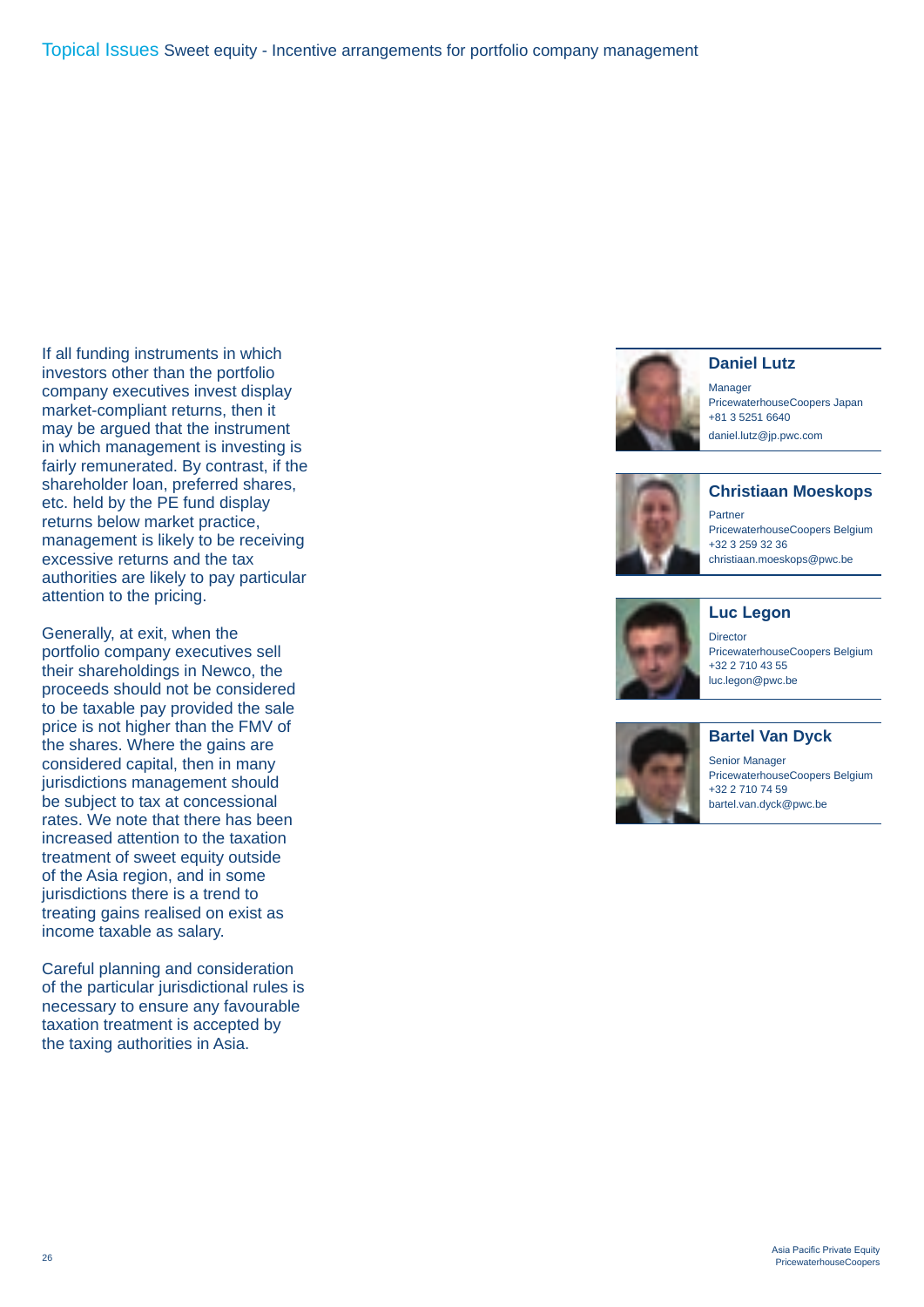If all funding instruments in which investors other than the portfolio company executives invest display market-compliant returns, then it may be argued that the instrument in which management is investing is fairly remunerated. By contrast, if the shareholder loan, preferred shares, etc. held by the PE fund display returns below market practice, management is likely to be receiving excessive returns and the tax authorities are likely to pay particular attention to the pricing.

Generally, at exit, when the portfolio company executives sell their shareholdings in Newco, the proceeds should not be considered to be taxable pay provided the sale price is not higher than the FMV of the shares. Where the gains are considered capital, then in many jurisdictions management should be subject to tax at concessional rates. We note that there has been increased attention to the taxation treatment of sweet equity outside of the Asia region, and in some jurisdictions there is a trend to treating gains realised on exist as income taxable as salary.

Careful planning and consideration of the particular jurisdictional rules is necessary to ensure any favourable taxation treatment is accepted by the taxing authorities in Asia.

**Daniel Lutz**
Manager
PricewaterhouseCoopers Japan
+81 3 5251 6640
daniel.lutz@jp.pwc.com

**Christiaan Moeskops**
Partner
PricewaterhouseCoopers Belgium
+32 3 259 32 36
christiaan.moeskops@pwc.be

**Luc Legon**
Director
PricewaterhouseCoopers Belgium
+32 2 710 43 55
luc.legon@pwc.be

**Bartel Van Dyck**
Senior Manager
PricewaterhouseCoopers Belgium
+32 2 710 74 59
bartel.van.dyck@pwc.be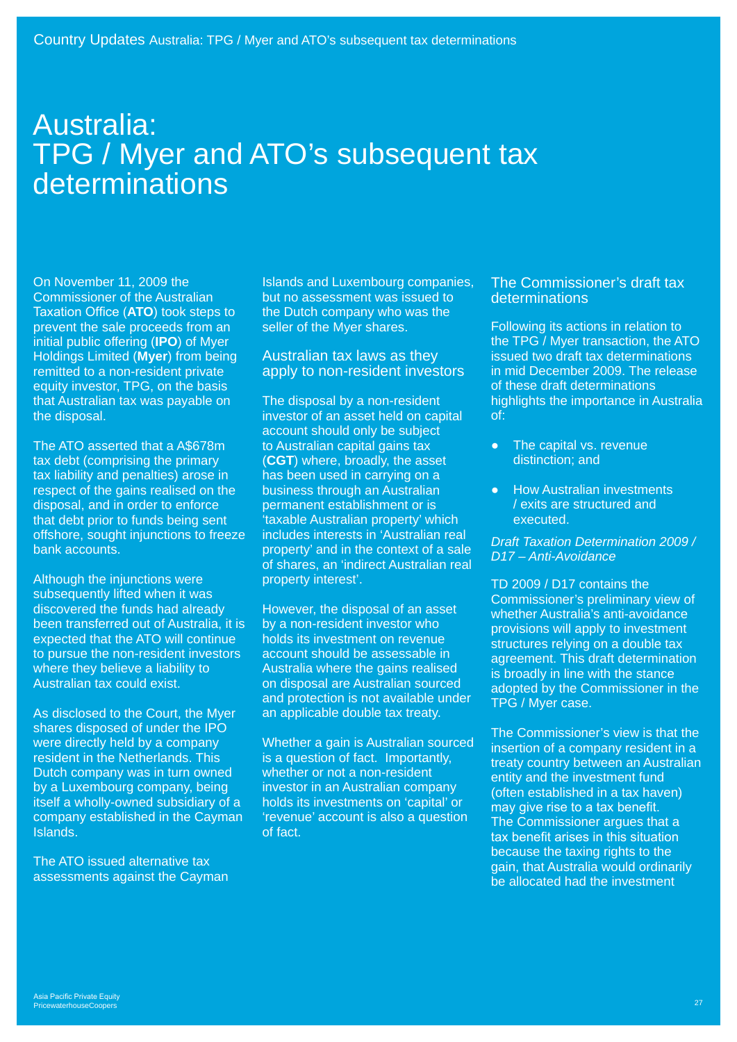# Australia: TPG / Myer and ATO's subsequent tax determinations

On November 11, 2009 the Commissioner of the Australian Taxation Office (**ATO**) took steps to prevent the sale proceeds from an initial public offering (**IPO**) of Myer Holdings Limited (**Myer**) from being remitted to a non-resident private equity investor, TPG, on the basis that Australian tax was payable on the disposal.

The ATO asserted that a A$678m tax debt (comprising the primary tax liability and penalties) arose in respect of the gains realised on the disposal, and in order to enforce that debt prior to funds being sent offshore, sought injunctions to freeze bank accounts.

Although the injunctions were subsequently lifted when it was discovered the funds had already been transferred out of Australia, it is expected that the ATO will continue to pursue the non-resident investors where they believe a liability to Australian tax could exist.

As disclosed to the Court, the Myer shares disposed of under the IPO were directly held by a company resident in the Netherlands. This Dutch company was in turn owned by a Luxembourg company, being itself a wholly-owned subsidiary of a company established in the Cayman Islands.

The ATO issued alternative tax assessments against the Cayman Islands and Luxembourg companies, but no assessment was issued to the Dutch company who was the seller of the Myer shares.

## Australian tax laws as they apply to non-resident investors

The disposal by a non-resident investor of an asset held on capital account should only be subject to Australian capital gains tax (**CGT**) where, broadly, the asset has been used in carrying on a business through an Australian permanent establishment or is 'taxable Australian property' which includes interests in 'Australian real property' and in the context of a sale of shares, an 'indirect Australian real property interest'.

However, the disposal of an asset by a non-resident investor who holds its investment on revenue account should be assessable in Australia where the gains realised on disposal are Australian sourced and protection is not available under an applicable double tax treaty.

Whether a gain is Australian sourced is a question of fact. Importantly, whether or not a non-resident investor in an Australian company holds its investments on 'capital' or 'revenue' account is also a question of fact.

## The Commissioner's draft tax determinations

Following its actions in relation to the TPG / Myer transaction, the ATO issued two draft tax determinations in mid December 2009. The release of these draft determinations highlights the importance in Australia of:

- The capital vs. revenue distinction; and
- How Australian investments / exits are structured and executed.

*Draft Taxation Determination 2009 / D17 – Anti-Avoidance*

TD 2009 / D17 contains the Commissioner's preliminary view of whether Australia's anti-avoidance provisions will apply to investment structures relying on a double tax agreement. This draft determination is broadly in line with the stance adopted by the Commissioner in the TPG / Myer case.

The Commissioner's view is that the insertion of a company resident in a treaty country between an Australian entity and the investment fund (often established in a tax haven) may give rise to a tax benefit. The Commissioner argues that a tax benefit arises in this situation because the taxing rights to the gain, that Australia would ordinarily be allocated had the investment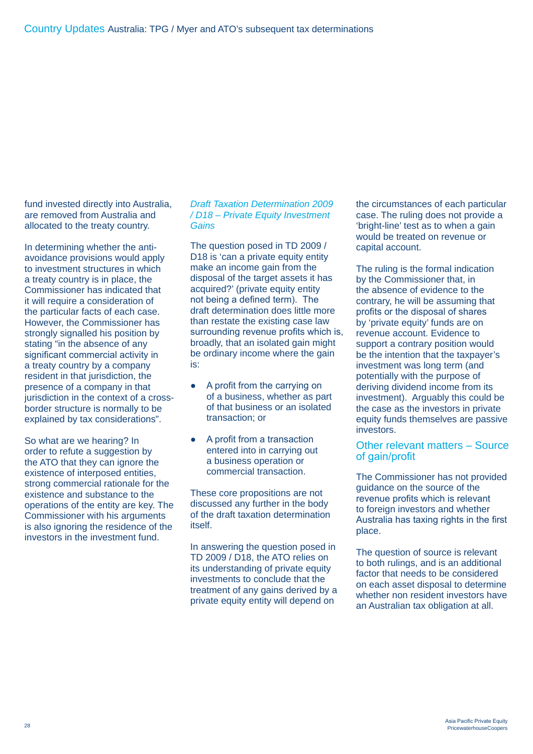fund invested directly into Australia, are removed from Australia and allocated to the treaty country.

In determining whether the anti-avoidance provisions would apply to investment structures in which a treaty country is in place, the Commissioner has indicated that it will require a consideration of the particular facts of each case. However, the Commissioner has strongly signalled his position by stating "in the absence of any significant commercial activity in a treaty country by a company resident in that jurisdiction, the presence of a company in that jurisdiction in the context of a cross-border structure is normally to be explained by tax considerations".

So what are we hearing? In order to refute a suggestion by the ATO that they can ignore the existence of interposed entities, strong commercial rationale for the existence and substance to the operations of the entity are key. The Commissioner with his arguments is also ignoring the residence of the investors in the investment fund.

### *Draft Taxation Determination 2009 / D18 – Private Equity Investment Gains*

The question posed in TD 2009 / D18 is 'can a private equity entity make an income gain from the disposal of the target assets it has acquired?' (private equity entity not being a defined term). The draft determination does little more than restate the existing case law surrounding revenue profits which is, broadly, that an isolated gain might be ordinary income where the gain is:

- A profit from the carrying on of a business, whether as part of that business or an isolated transaction; or
- A profit from a transaction entered into in carrying out a business operation or commercial transaction.

These core propositions are not discussed any further in the body of the draft taxation determination itself.

In answering the question posed in TD 2009 / D18, the ATO relies on its understanding of private equity investments to conclude that the treatment of any gains derived by a private equity entity will depend on the circumstances of each particular case. The ruling does not provide a 'bright-line' test as to when a gain would be treated on revenue or capital account.

The ruling is the formal indication by the Commissioner that, in the absence of evidence to the contrary, he will be assuming that profits or the disposal of shares by 'private equity' funds are on revenue account. Evidence to support a contrary position would be the intention that the taxpayer's investment was long term (and potentially with the purpose of deriving dividend income from its investment). Arguably this could be the case as the investors in private equity funds themselves are passive investors.

### Other relevant matters – Source of gain/profit

The Commissioner has not provided guidance on the source of the revenue profits which is relevant to foreign investors and whether Australia has taxing rights in the first place.

The question of source is relevant to both rulings, and is an additional factor that needs to be considered on each asset disposal to determine whether non resident investors have an Australian tax obligation at all.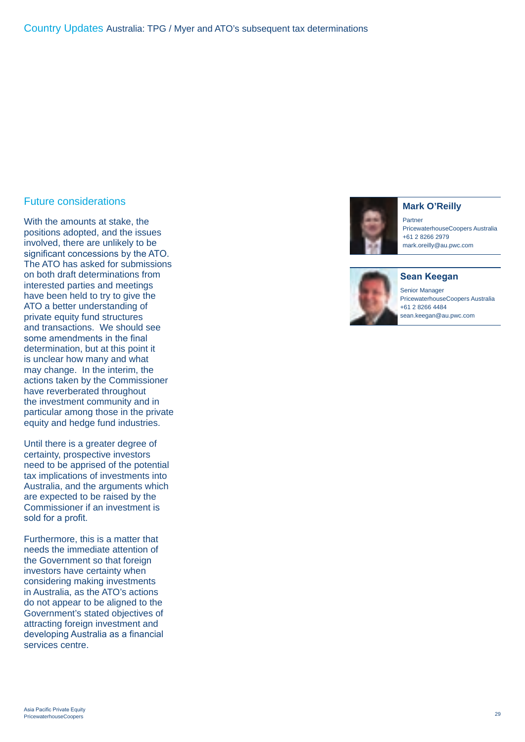## Future considerations

With the amounts at stake, the positions adopted, and the issues involved, there are unlikely to be significant concessions by the ATO. The ATO has asked for submissions on both draft determinations from interested parties and meetings have been held to try to give the ATO a better understanding of private equity fund structures and transactions. We should see some amendments in the final determination, but at this point it is unclear how many and what may change. In the interim, the actions taken by the Commissioner have reverberated throughout the investment community and in particular among those in the private equity and hedge fund industries.

Until there is a greater degree of certainty, prospective investors need to be apprised of the potential tax implications of investments into Australia, and the arguments which are expected to be raised by the Commissioner if an investment is sold for a profit.

Furthermore, this is a matter that needs the immediate attention of the Government so that foreign investors have certainty when considering making investments in Australia, as the ATO's actions do not appear to be aligned to the Government's stated objectives of attracting foreign investment and developing Australia as a financial services centre.

**Mark O'Reilly**
Partner
PricewaterhouseCoopers Australia
+61 2 8266 2979
mark.oreilly@au.pwc.com

**Sean Keegan**
Senior Manager
PricewaterhouseCoopers Australia
+61 2 8266 4484
sean.keegan@au.pwc.com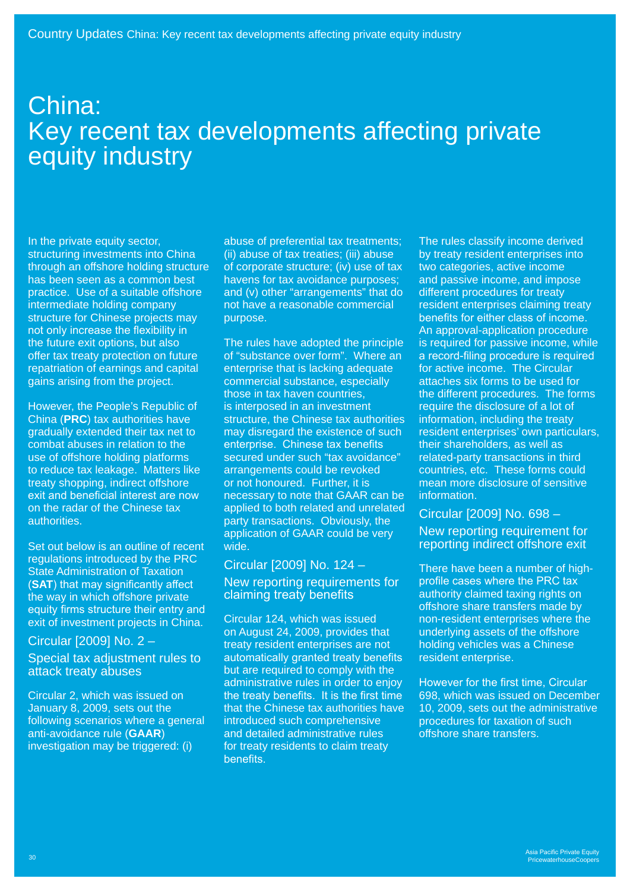# China: Key recent tax developments affecting private equity industry

In the private equity sector, structuring investments into China through an offshore holding structure has been seen as a common best practice. Use of a suitable offshore intermediate holding company structure for Chinese projects may not only increase the flexibility in the future exit options, but also offer tax treaty protection on future repatriation of earnings and capital gains arising from the project.

However, the People's Republic of China (**PRC**) tax authorities have gradually extended their tax net to combat abuses in relation to the use of offshore holding platforms to reduce tax leakage. Matters like treaty shopping, indirect offshore exit and beneficial interest are now on the radar of the Chinese tax authorities.

Set out below is an outline of recent regulations introduced by the PRC State Administration of Taxation (**SAT**) that may significantly affect the way in which offshore private equity firms structure their entry and exit of investment projects in China.

## Circular [2009] No. 2 – Special tax adjustment rules to attack treaty abuses

Circular 2, which was issued on January 8, 2009, sets out the following scenarios where a general anti-avoidance rule (**GAAR**) investigation may be triggered: (i) abuse of preferential tax treatments; (ii) abuse of tax treaties; (iii) abuse of corporate structure; (iv) use of tax havens for tax avoidance purposes; and (v) other "arrangements" that do not have a reasonable commercial purpose.

The rules have adopted the principle of "substance over form". Where an enterprise that is lacking adequate commercial substance, especially those in tax haven countries, is interposed in an investment structure, the Chinese tax authorities may disregard the existence of such enterprise. Chinese tax benefits secured under such "tax avoidance" arrangements could be revoked or not honoured. Further, it is necessary to note that GAAR can be applied to both related and unrelated party transactions. Obviously, the application of GAAR could be very wide.

## Circular [2009] No. 124 – New reporting requirements for claiming treaty benefits

Circular 124, which was issued on August 24, 2009, provides that treaty resident enterprises are not automatically granted treaty benefits but are required to comply with the administrative rules in order to enjoy the treaty benefits. It is the first time that the Chinese tax authorities have introduced such comprehensive and detailed administrative rules for treaty residents to claim treaty benefits.

The rules classify income derived by treaty resident enterprises into two categories, active income and passive income, and impose different procedures for treaty resident enterprises claiming treaty benefits for either class of income. An approval-application procedure is required for passive income, while a record-filing procedure is required for active income. The Circular attaches six forms to be used for the different procedures. The forms require the disclosure of a lot of information, including the treaty resident enterprises' own particulars, their shareholders, as well as related-party transactions in third countries, etc. These forms could mean more disclosure of sensitive information.

## Circular [2009] No. 698 – New reporting requirement for reporting indirect offshore exit

There have been a number of high-profile cases where the PRC tax authority claimed taxing rights on offshore share transfers made by non-resident enterprises where the underlying assets of the offshore holding vehicles was a Chinese resident enterprise.

However for the first time, Circular 698, which was issued on December 10, 2009, sets out the administrative procedures for taxation of such offshore share transfers.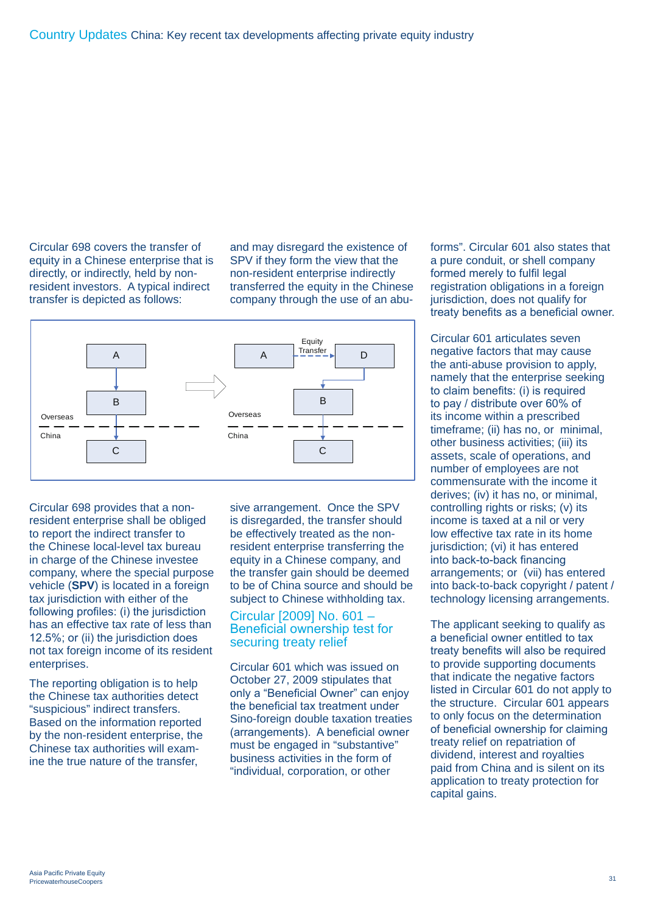Circular 698 covers the transfer of equity in a Chinese enterprise that is directly, or indirectly, held by non-resident investors. A typical indirect transfer is depicted as follows:

Overseas
China

A → B → C

A —Equity Transfer→ D → B → C

Circular 698 provides that a non-resident enterprise shall be obliged to report the indirect transfer to the Chinese local-level tax bureau in charge of the Chinese investee company, where the special purpose vehicle (**SPV**) is located in a foreign tax jurisdiction with either of the following profiles: (i) the jurisdiction has an effective tax rate of less than 12.5%; or (ii) the jurisdiction does not tax foreign income of its resident enterprises.

The reporting obligation is to help the Chinese tax authorities detect "suspicious" indirect transfers. Based on the information reported by the non-resident enterprise, the Chinese tax authorities will examine the true nature of the transfer, and may disregard the existence of SPV if they form the view that the non-resident enterprise indirectly transferred the equity in the Chinese company through the use of an abusive arrangement. Once the SPV is disregarded, the transfer should be effectively treated as the non-resident enterprise transferring the equity in a Chinese company, and the transfer gain should be deemed to be of China source and should be subject to Chinese withholding tax.

## Circular [2009] No. 601 – Beneficial ownership test for securing treaty relief

Circular 601 which was issued on October 27, 2009 stipulates that only a "Beneficial Owner" can enjoy the beneficial tax treatment under Sino-foreign double taxation treaties (arrangements). A beneficial owner must be engaged in "substantive" business activities in the form of "individual, corporation, or other forms". Circular 601 also states that a pure conduit, or shell company formed merely to fulfil legal registration obligations in a foreign jurisdiction, does not qualify for treaty benefits as a beneficial owner.

Circular 601 articulates seven negative factors that may cause the anti-abuse provision to apply, namely that the enterprise seeking to claim benefits: (i) is required to pay / distribute over 60% of its income within a prescribed timeframe; (ii) has no, or minimal, other business activities; (iii) its assets, scale of operations, and number of employees are not commensurate with the income it derives; (iv) it has no, or minimal, controlling rights or risks; (v) its income is taxed at a nil or very low effective tax rate in its home jurisdiction; (vi) it has entered into back-to-back financing arrangements; or (vii) has entered into back-to-back copyright / patent / technology licensing arrangements.

The applicant seeking to qualify as a beneficial owner entitled to tax treaty benefits will also be required to provide supporting documents that indicate the negative factors listed in Circular 601 do not apply to the structure. Circular 601 appears to only focus on the determination of beneficial ownership for claiming treaty relief on repatriation of dividend, interest and royalties paid from China and is silent on its application to treaty protection for capital gains.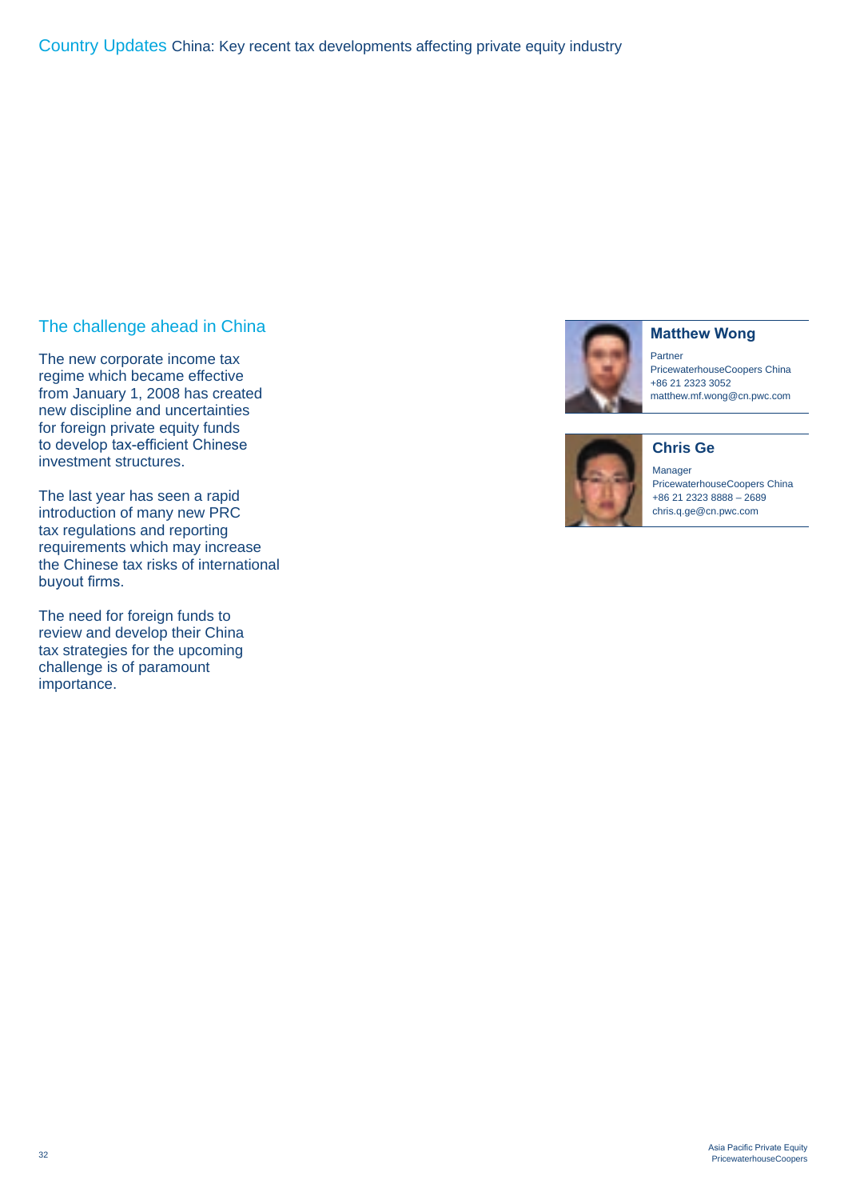# Country Updates China: Key recent tax developments affecting private equity industry

## The challenge ahead in China

The new corporate income tax regime which became effective from January 1, 2008 has created new discipline and uncertainties for foreign private equity funds to develop tax-efficient Chinese investment structures.

The last year has seen a rapid introduction of many new PRC tax regulations and reporting requirements which may increase the Chinese tax risks of international buyout firms.

The need for foreign funds to review and develop their China tax strategies for the upcoming challenge is of paramount importance.

**Matthew Wong**
Partner
PricewaterhouseCoopers China
+86 21 2323 3052
matthew.mf.wong@cn.pwc.com

**Chris Ge**
Manager
PricewaterhouseCoopers China
+86 21 2323 8888 – 2689
chris.q.ge@cn.pwc.com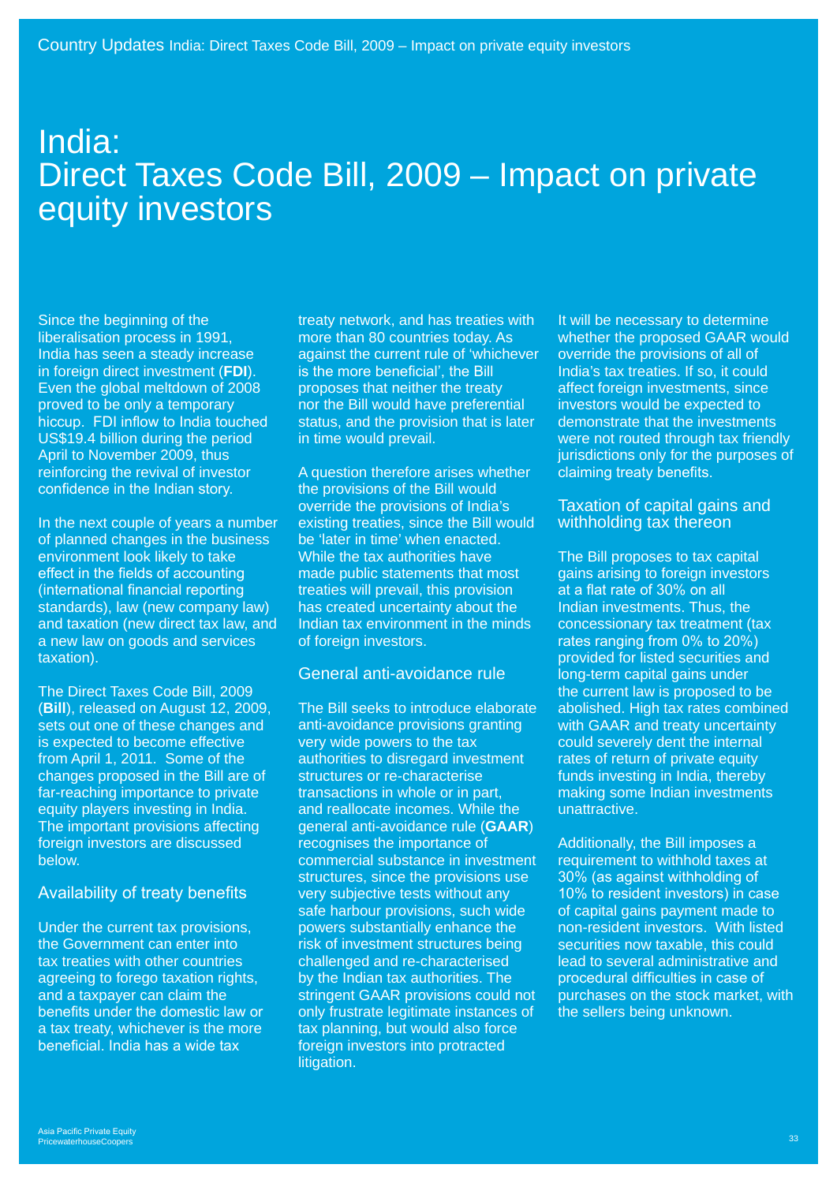# India: Direct Taxes Code Bill, 2009 – Impact on private equity investors

Since the beginning of the liberalisation process in 1991, India has seen a steady increase in foreign direct investment (**FDI**). Even the global meltdown of 2008 proved to be only a temporary hiccup. FDI inflow to India touched US$19.4 billion during the period April to November 2009, thus reinforcing the revival of investor confidence in the Indian story.

In the next couple of years a number of planned changes in the business environment look likely to take effect in the fields of accounting (international financial reporting standards), law (new company law) and taxation (new direct tax law, and a new law on goods and services taxation).

The Direct Taxes Code Bill, 2009 (**Bill**), released on August 12, 2009, sets out one of these changes and is expected to become effective from April 1, 2011. Some of the changes proposed in the Bill are of far-reaching importance to private equity players investing in India. The important provisions affecting foreign investors are discussed below.

## Availability of treaty benefits

Under the current tax provisions, the Government can enter into tax treaties with other countries agreeing to forego taxation rights, and a taxpayer can claim the benefits under the domestic law or a tax treaty, whichever is the more beneficial. India has a wide tax treaty network, and has treaties with more than 80 countries today. As against the current rule of 'whichever is the more beneficial', the Bill proposes that neither the treaty nor the Bill would have preferential status, and the provision that is later in time would prevail.

A question therefore arises whether the provisions of the Bill would override the provisions of India's existing treaties, since the Bill would be 'later in time' when enacted. While the tax authorities have made public statements that most treaties will prevail, this provision has created uncertainty about the Indian tax environment in the minds of foreign investors.

## General anti-avoidance rule

The Bill seeks to introduce elaborate anti-avoidance provisions granting very wide powers to the tax authorities to disregard investment structures or re-characterise transactions in whole or in part, and reallocate incomes. While the general anti-avoidance rule (**GAAR**) recognises the importance of commercial substance in investment structures, since the provisions use very subjective tests without any safe harbour provisions, such wide powers substantially enhance the risk of investment structures being challenged and re-characterised by the Indian tax authorities. The stringent GAAR provisions could not only frustrate legitimate instances of tax planning, but would also force foreign investors into protracted litigation.

It will be necessary to determine whether the proposed GAAR would override the provisions of all of India's tax treaties. If so, it could affect foreign investments, since investors would be expected to demonstrate that the investments were not routed through tax friendly jurisdictions only for the purposes of claiming treaty benefits.

## Taxation of capital gains and withholding tax thereon

The Bill proposes to tax capital gains arising to foreign investors at a flat rate of 30% on all Indian investments. Thus, the concessionary tax treatment (tax rates ranging from 0% to 20%) provided for listed securities and long-term capital gains under the current law is proposed to be abolished. High tax rates combined with GAAR and treaty uncertainty could severely dent the internal rates of return of private equity funds investing in India, thereby making some Indian investments unattractive.

Additionally, the Bill imposes a requirement to withhold taxes at 30% (as against withholding of 10% to resident investors) in case of capital gains payment made to non-resident investors. With listed securities now taxable, this could lead to several administrative and procedural difficulties in case of purchases on the stock market, with the sellers being unknown.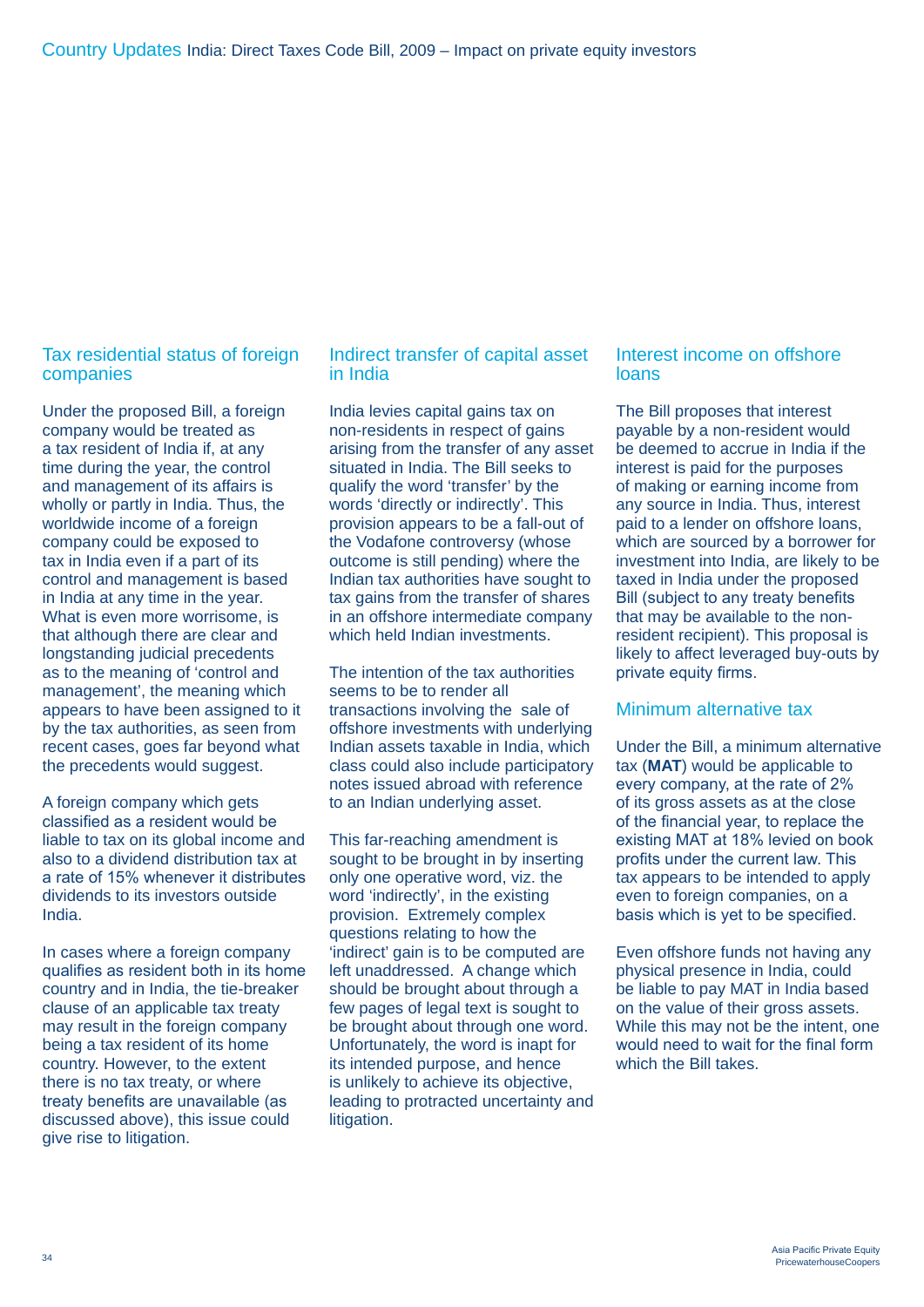## Tax residential status of foreign companies

Under the proposed Bill, a foreign company would be treated as a tax resident of India if, at any time during the year, the control and management of its affairs is wholly or partly in India. Thus, the worldwide income of a foreign company could be exposed to tax in India even if a part of its control and management is based in India at any time in the year. What is even more worrisome, is that although there are clear and longstanding judicial precedents as to the meaning of 'control and management', the meaning which appears to have been assigned to it by the tax authorities, as seen from recent cases, goes far beyond what the precedents would suggest.

A foreign company which gets classified as a resident would be liable to tax on its global income and also to a dividend distribution tax at a rate of 15% whenever it distributes dividends to its investors outside India.

In cases where a foreign company qualifies as resident both in its home country and in India, the tie-breaker clause of an applicable tax treaty may result in the foreign company being a tax resident of its home country. However, to the extent there is no tax treaty, or where treaty benefits are unavailable (as discussed above), this issue could give rise to litigation.

## Indirect transfer of capital asset in India

India levies capital gains tax on non-residents in respect of gains arising from the transfer of any asset situated in India. The Bill seeks to qualify the word 'transfer' by the words 'directly or indirectly'. This provision appears to be a fall-out of the Vodafone controversy (whose outcome is still pending) where the Indian tax authorities have sought to tax gains from the transfer of shares in an offshore intermediate company which held Indian investments.

The intention of the tax authorities seems to be to render all transactions involving the sale of offshore investments with underlying Indian assets taxable in India, which class could also include participatory notes issued abroad with reference to an Indian underlying asset.

This far-reaching amendment is sought to be brought in by inserting only one operative word, viz. the word 'indirectly', in the existing provision. Extremely complex questions relating to how the 'indirect' gain is to be computed are left unaddressed. A change which should be brought about through a few pages of legal text is sought to be brought about through one word. Unfortunately, the word is inapt for its intended purpose, and hence is unlikely to achieve its objective, leading to protracted uncertainty and litigation.

## Interest income on offshore loans

The Bill proposes that interest payable by a non-resident would be deemed to accrue in India if the interest is paid for the purposes of making or earning income from any source in India. Thus, interest paid to a lender on offshore loans, which are sourced by a borrower for investment into India, are likely to be taxed in India under the proposed Bill (subject to any treaty benefits that may be available to the non-resident recipient). This proposal is likely to affect leveraged buy-outs by private equity firms.

## Minimum alternative tax

Under the Bill, a minimum alternative tax (**MAT**) would be applicable to every company, at the rate of 2% of its gross assets as at the close of the financial year, to replace the existing MAT at 18% levied on book profits under the current law. This tax appears to be intended to apply even to foreign companies, on a basis which is yet to be specified.

Even offshore funds not having any physical presence in India, could be liable to pay MAT in India based on the value of their gross assets. While this may not be the intent, one would need to wait for the final form which the Bill takes.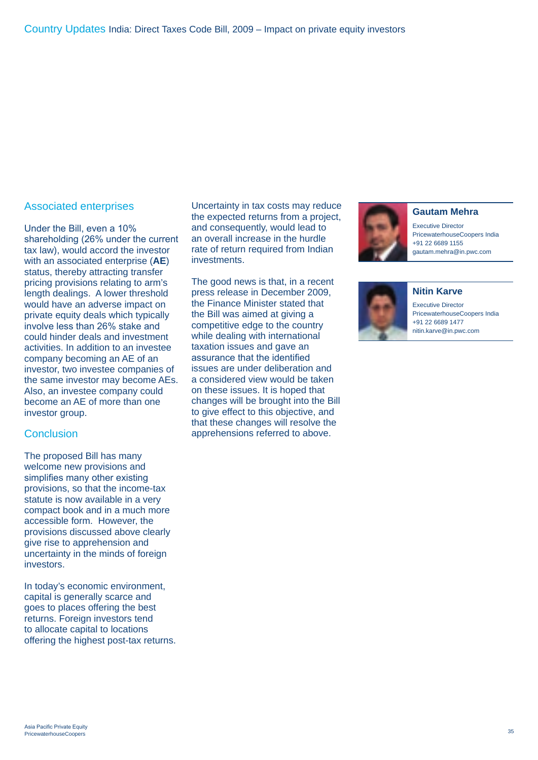## Associated enterprises

Under the Bill, even a 10% shareholding (26% under the current tax law), would accord the investor with an associated enterprise (**AE**) status, thereby attracting transfer pricing provisions relating to arm's length dealings. A lower threshold would have an adverse impact on private equity deals which typically involve less than 26% stake and could hinder deals and investment activities. In addition to an investee company becoming an AE of an investor, two investee companies of the same investor may become AEs. Also, an investee company could become an AE of more than one investor group.

## Conclusion

The proposed Bill has many welcome new provisions and simplifies many other existing provisions, so that the income-tax statute is now available in a very compact book and in a much more accessible form. However, the provisions discussed above clearly give rise to apprehension and uncertainty in the minds of foreign investors.

In today's economic environment, capital is generally scarce and goes to places offering the best returns. Foreign investors tend to allocate capital to locations offering the highest post-tax returns.

Uncertainty in tax costs may reduce the expected returns from a project, and consequently, would lead to an overall increase in the hurdle rate of return required from Indian investments.

The good news is that, in a recent press release in December 2009, the Finance Minister stated that the Bill was aimed at giving a competitive edge to the country while dealing with international taxation issues and gave an assurance that the identified issues are under deliberation and a considered view would be taken on these issues. It is hoped that changes will be brought into the Bill to give effect to this objective, and that these changes will resolve the apprehensions referred to above.

**Gautam Mehra**
Executive Director
PricewaterhouseCoopers India
+91 22 6689 1155
gautam.mehra@in.pwc.com

**Nitin Karve**
Executive Director
PricewaterhouseCoopers India
+91 22 6689 1477
nitin.karve@in.pwc.com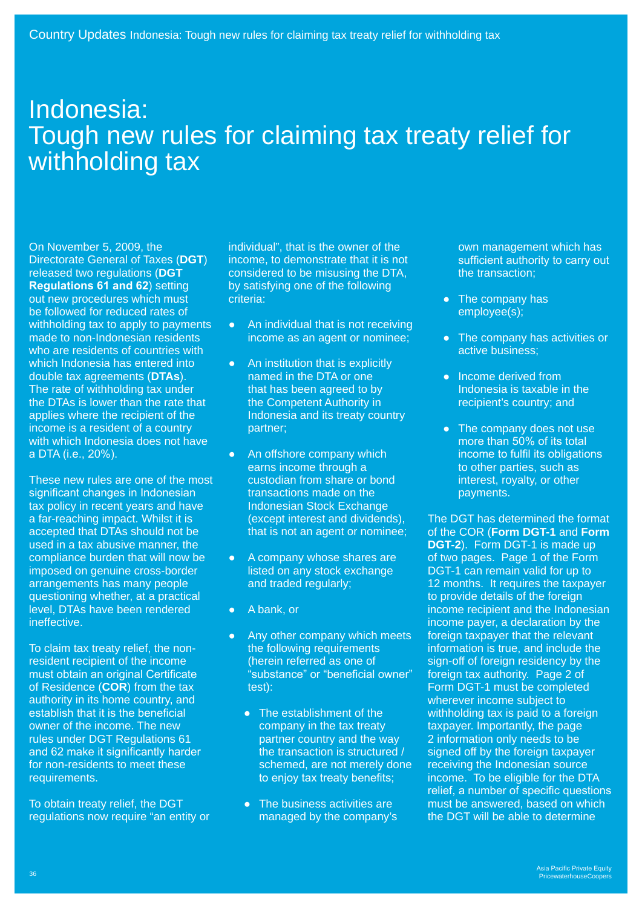# Indonesia: Tough new rules for claiming tax treaty relief for withholding tax

On November 5, 2009, the Directorate General of Taxes (**DGT**) released two regulations (**DGT Regulations 61 and 62**) setting out new procedures which must be followed for reduced rates of withholding tax to apply to payments made to non-Indonesian residents who are residents of countries with which Indonesia has entered into double tax agreements (**DTAs**). The rate of withholding tax under the DTAs is lower than the rate that applies where the recipient of the income is a resident of a country with which Indonesia does not have a DTA (i.e., 20%).

These new rules are one of the most significant changes in Indonesian tax policy in recent years and have a far-reaching impact. Whilst it is accepted that DTAs should not be used in a tax abusive manner, the compliance burden that will now be imposed on genuine cross-border arrangements has many people questioning whether, at a practical level, DTAs have been rendered ineffective.

To claim tax treaty relief, the non-resident recipient of the income must obtain an original Certificate of Residence (**COR**) from the tax authority in its home country, and establish that it is the beneficial owner of the income. The new rules under DGT Regulations 61 and 62 make it significantly harder for non-residents to meet these requirements.

To obtain treaty relief, the DGT regulations now require "an entity or individual", that is the owner of the income, to demonstrate that it is not considered to be misusing the DTA, by satisfying one of the following criteria:

- An individual that is not receiving income as an agent or nominee;
- An institution that is explicitly named in the DTA or one that has been agreed to by the Competent Authority in Indonesia and its treaty country partner;
- An offshore company which earns income through a custodian from share or bond transactions made on the Indonesian Stock Exchange (except interest and dividends), that is not an agent or nominee;
- A company whose shares are listed on any stock exchange and traded regularly;
- A bank, or
- Any other company which meets the following requirements (herein referred as one of "substance" or "beneficial owner" test):
  - The establishment of the company in the tax treaty partner country and the way the transaction is structured / schemed, are not merely done to enjoy tax treaty benefits;
  - The business activities are managed by the company's own management which has sufficient authority to carry out the transaction;
  - The company has employee(s);
  - The company has activities or active business;
  - Income derived from Indonesia is taxable in the recipient's country; and
  - The company does not use more than 50% of its total income to fulfil its obligations to other parties, such as interest, royalty, or other payments.

The DGT has determined the format of the COR (**Form DGT-1** and **Form DGT-2**). Form DGT-1 is made up of two pages. Page 1 of the Form DGT-1 can remain valid for up to 12 months. It requires the taxpayer to provide details of the foreign income recipient and the Indonesian income payer, a declaration by the foreign taxpayer that the relevant information is true, and include the sign-off of foreign residency by the foreign tax authority. Page 2 of Form DGT-1 must be completed wherever income subject to withholding tax is paid to a foreign taxpayer. Importantly, the page 2 information only needs to be signed off by the foreign taxpayer receiving the Indonesian source income. To be eligible for the DTA relief, a number of specific questions must be answered, based on which the DGT will be able to determine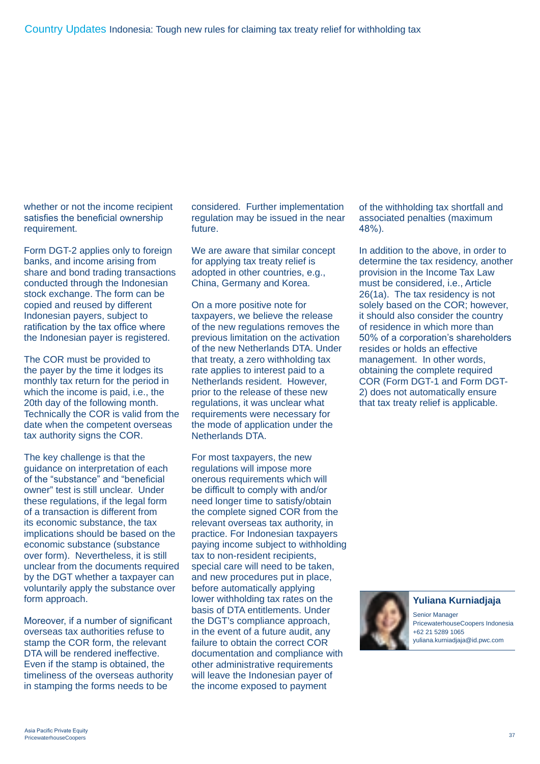whether or not the income recipient satisfies the beneficial ownership requirement.

Form DGT-2 applies only to foreign banks, and income arising from share and bond trading transactions conducted through the Indonesian stock exchange. The form can be copied and reused by different Indonesian payers, subject to ratification by the tax office where the Indonesian payer is registered.

The COR must be provided to the payer by the time it lodges its monthly tax return for the period in which the income is paid, i.e., the 20th day of the following month. Technically the COR is valid from the date when the competent overseas tax authority signs the COR.

The key challenge is that the guidance on interpretation of each of the "substance" and "beneficial owner" test is still unclear. Under these regulations, if the legal form of a transaction is different from its economic substance, the tax implications should be based on the economic substance (substance over form). Nevertheless, it is still unclear from the documents required by the DGT whether a taxpayer can voluntarily apply the substance over form approach.

Moreover, if a number of significant overseas tax authorities refuse to stamp the COR form, the relevant DTA will be rendered ineffective. Even if the stamp is obtained, the timeliness of the overseas authority in stamping the forms needs to be considered. Further implementation regulation may be issued in the near future.

We are aware that similar concept for applying tax treaty relief is adopted in other countries, e.g., China, Germany and Korea.

On a more positive note for taxpayers, we believe the release of the new regulations removes the previous limitation on the activation of the new Netherlands DTA. Under that treaty, a zero withholding tax rate applies to interest paid to a Netherlands resident. However, prior to the release of these new regulations, it was unclear what requirements were necessary for the mode of application under the Netherlands DTA.

For most taxpayers, the new regulations will impose more onerous requirements which will be difficult to comply with and/or need longer time to satisfy/obtain the complete signed COR from the relevant overseas tax authority, in practice. For Indonesian taxpayers paying income subject to withholding tax to non-resident recipients, special care will need to be taken, and new procedures put in place, before automatically applying lower withholding tax rates on the basis of DTA entitlements. Under the DGT's compliance approach, in the event of a future audit, any failure to obtain the correct COR documentation and compliance with other administrative requirements will leave the Indonesian payer of the income exposed to payment of the withholding tax shortfall and associated penalties (maximum 48%).

In addition to the above, in order to determine the tax residency, another provision in the Income Tax Law must be considered, i.e., Article 26(1a). The tax residency is not solely based on the COR; however, it should also consider the country of residence in which more than 50% of a corporation's shareholders resides or holds an effective management. In other words, obtaining the complete required COR (Form DGT-1 and Form DGT-2) does not automatically ensure that tax treaty relief is applicable.

**Yuliana Kurniadjaja**
Senior Manager
PricewaterhouseCoopers Indonesia
+62 21 5289 1065
yuliana.kurniadjaja@id.pwc.com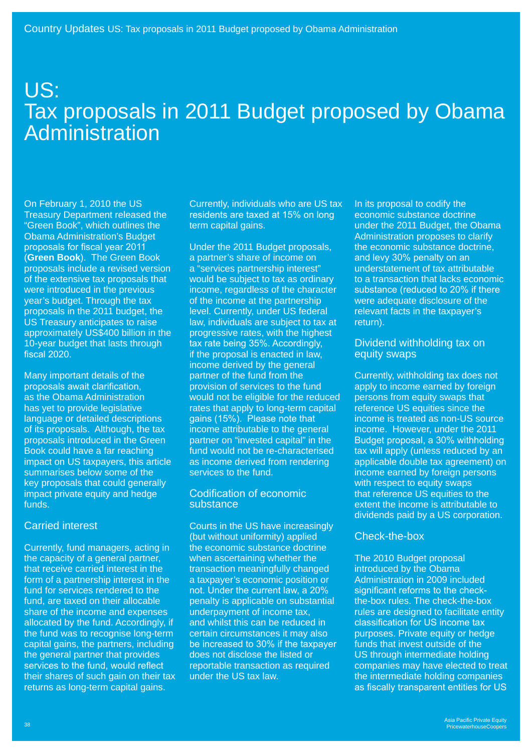# US: Tax proposals in 2011 Budget proposed by Obama Administration

On February 1, 2010 the US Treasury Department released the "Green Book", which outlines the Obama Administration's Budget proposals for fiscal year 2011 (**Green Book**). The Green Book proposals include a revised version of the extensive tax proposals that were introduced in the previous year's budget. Through the tax proposals in the 2011 budget, the US Treasury anticipates to raise approximately US$400 billion in the 10-year budget that lasts through fiscal 2020.

Many important details of the proposals await clarification, as the Obama Administration has yet to provide legislative language or detailed descriptions of its proposals. Although, the tax proposals introduced in the Green Book could have a far reaching impact on US taxpayers, this article summarises below some of the key proposals that could generally impact private equity and hedge funds.

## Carried interest

Currently, fund managers, acting in the capacity of a general partner, that receive carried interest in the form of a partnership interest in the fund for services rendered to the fund, are taxed on their allocable share of the income and expenses allocated by the fund. Accordingly, if the fund was to recognise long-term capital gains, the partners, including the general partner that provides services to the fund, would reflect their shares of such gain on their tax returns as long-term capital gains.

Currently, individuals who are US tax residents are taxed at 15% on long term capital gains.

Under the 2011 Budget proposals, a partner's share of income on a "services partnership interest" would be subject to tax as ordinary income, regardless of the character of the income at the partnership level. Currently, under US federal law, individuals are subject to tax at progressive rates, with the highest tax rate being 35%. Accordingly, if the proposal is enacted in law, income derived by the general partner of the fund from the provision of services to the fund would not be eligible for the reduced rates that apply to long-term capital gains (15%). Please note that income attributable to the general partner on "invested capital" in the fund would not be re-characterised as income derived from rendering services to the fund.

## Codification of economic substance

Courts in the US have increasingly (but without uniformity) applied the economic substance doctrine when ascertaining whether the transaction meaningfully changed a taxpayer's economic position or not. Under the current law, a 20% penalty is applicable on substantial underpayment of income tax, and whilst this can be reduced in certain circumstances it may also be increased to 30% if the taxpayer does not disclose the listed or reportable transaction as required under the US tax law.

In its proposal to codify the economic substance doctrine under the 2011 Budget, the Obama Administration proposes to clarify the economic substance doctrine, and levy 30% penalty on an understatement of tax attributable to a transaction that lacks economic substance (reduced to 20% if there were adequate disclosure of the relevant facts in the taxpayer's return).

## Dividend withholding tax on equity swaps

Currently, withholding tax does not apply to income earned by foreign persons from equity swaps that reference US equities since the income is treated as non-US source income. However, under the 2011 Budget proposal, a 30% withholding tax will apply (unless reduced by an applicable double tax agreement) on income earned by foreign persons with respect to equity swaps that reference US equities to the extent the income is attributable to dividends paid by a US corporation.

## Check-the-box

The 2010 Budget proposal introduced by the Obama Administration in 2009 included significant reforms to the check-the-box rules. The check-the-box rules are designed to facilitate entity classification for US income tax purposes. Private equity or hedge funds that invest outside of the US through intermediate holding companies may have elected to treat the intermediate holding companies as fiscally transparent entities for US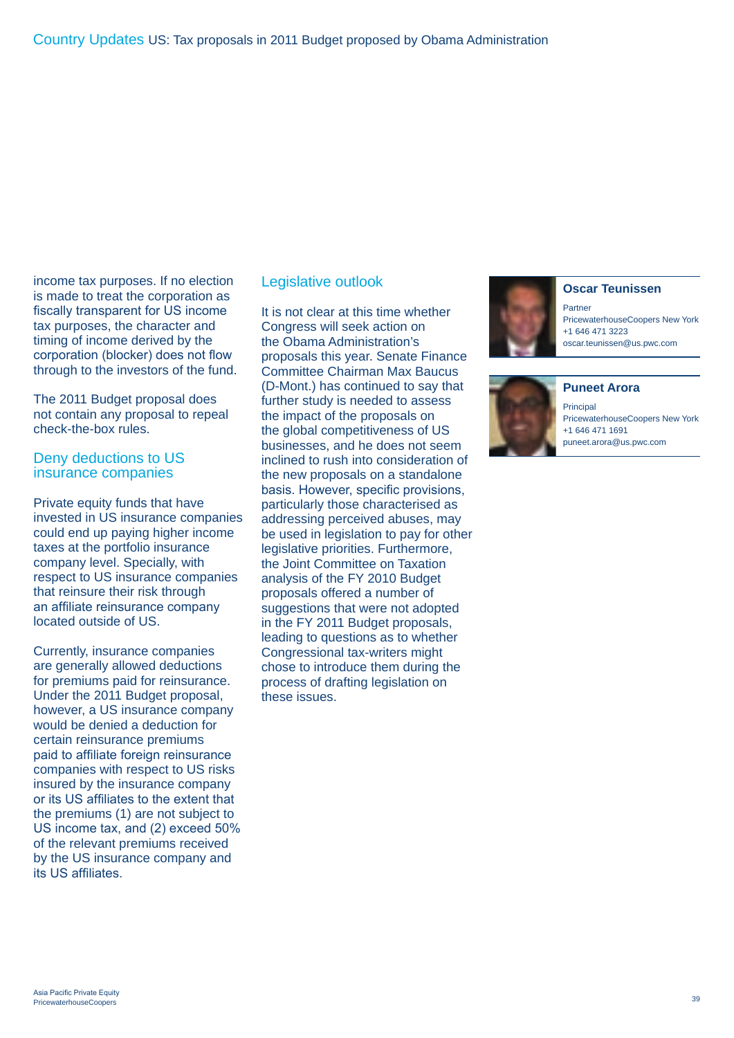income tax purposes. If no election is made to treat the corporation as fiscally transparent for US income tax purposes, the character and timing of income derived by the corporation (blocker) does not flow through to the investors of the fund.

The 2011 Budget proposal does not contain any proposal to repeal check-the-box rules.

## Deny deductions to US insurance companies

Private equity funds that have invested in US insurance companies could end up paying higher income taxes at the portfolio insurance company level. Specially, with respect to US insurance companies that reinsure their risk through an affiliate reinsurance company located outside of US.

Currently, insurance companies are generally allowed deductions for premiums paid for reinsurance. Under the 2011 Budget proposal, however, a US insurance company would be denied a deduction for certain reinsurance premiums paid to affiliate foreign reinsurance companies with respect to US risks insured by the insurance company or its US affiliates to the extent that the premiums (1) are not subject to US income tax, and (2) exceed 50% of the relevant premiums received by the US insurance company and its US affiliates.

## Legislative outlook

It is not clear at this time whether Congress will seek action on the Obama Administration's proposals this year. Senate Finance Committee Chairman Max Baucus (D-Mont.) has continued to say that further study is needed to assess the impact of the proposals on the global competitiveness of US businesses, and he does not seem inclined to rush into consideration of the new proposals on a standalone basis. However, specific provisions, particularly those characterised as addressing perceived abuses, may be used in legislation to pay for other legislative priorities. Furthermore, the Joint Committee on Taxation analysis of the FY 2010 Budget proposals offered a number of suggestions that were not adopted in the FY 2011 Budget proposals, leading to questions as to whether Congressional tax-writers might chose to introduce them during the process of drafting legislation on these issues.

**Oscar Teunissen**
Partner
PricewaterhouseCoopers New York
+1 646 471 3223
oscar.teunissen@us.pwc.com

**Puneet Arora**
Principal
PricewaterhouseCoopers New York
+1 646 471 1691
puneet.arora@us.pwc.com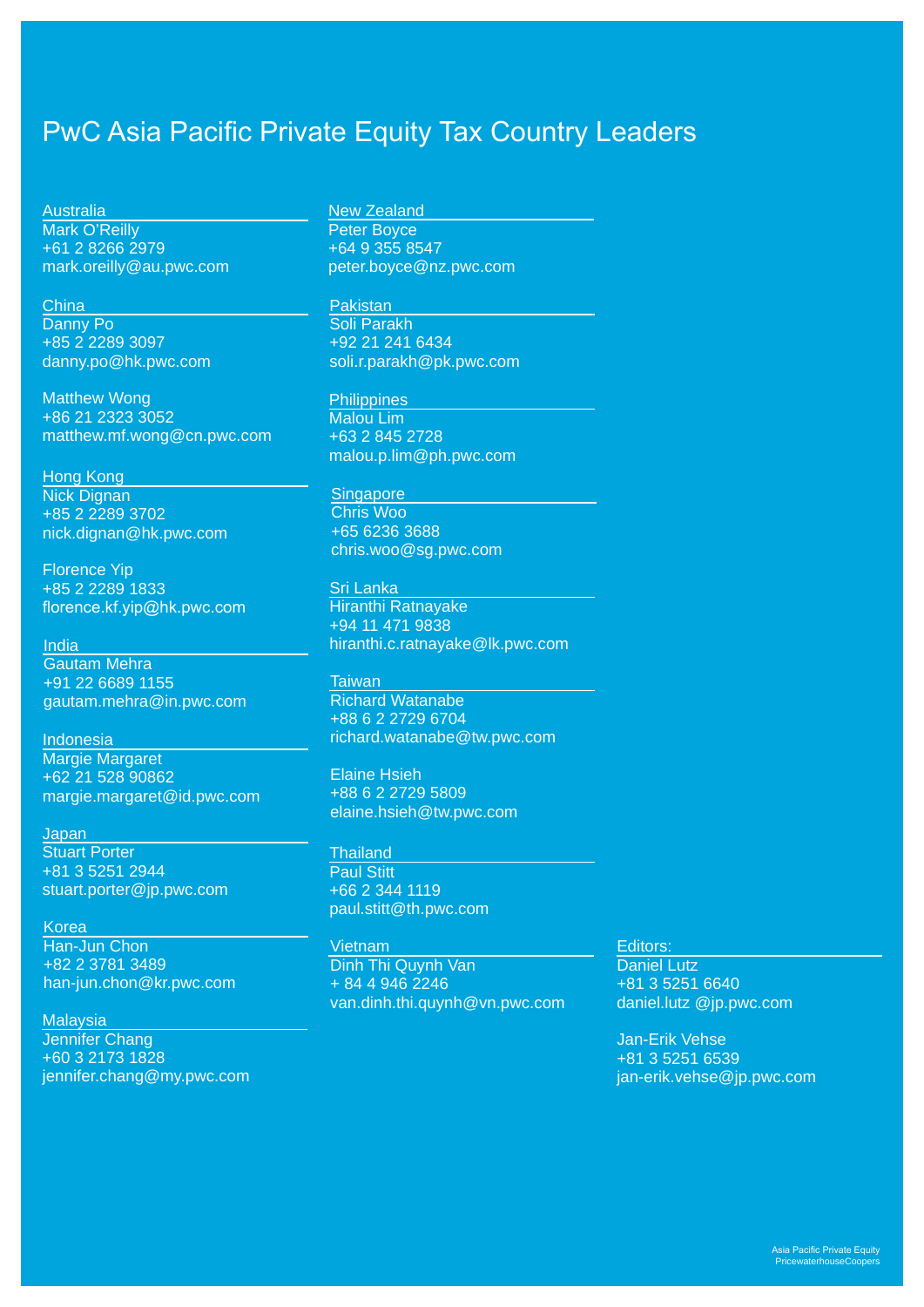# PwC Asia Pacific Private Equity Tax Country Leaders

**Australia**
Mark O'Reilly
+61 2 8266 2979
mark.oreilly@au.pwc.com

**China**
Danny Po
+85 2 2289 3097
danny.po@hk.pwc.com

Matthew Wong
+86 21 2323 3052
matthew.mf.wong@cn.pwc.com

**Hong Kong**
Nick Dignan
+85 2 2289 3702
nick.dignan@hk.pwc.com

Florence Yip
+85 2 2289 1833
florence.kf.yip@hk.pwc.com

**India**
Gautam Mehra
+91 22 6689 1155
gautam.mehra@in.pwc.com

**Indonesia**
Margie Margaret
+62 21 528 90862
margie.margaret@id.pwc.com

**Japan**
Stuart Porter
+81 3 5251 2944
stuart.porter@jp.pwc.com

**Korea**
Han-Jun Chon
+82 2 3781 3489
han-jun.chon@kr.pwc.com

**Malaysia**
Jennifer Chang
+60 3 2173 1828
jennifer.chang@my.pwc.com

**New Zealand**
Peter Boyce
+64 9 355 8547
peter.boyce@nz.pwc.com

**Pakistan**
Soli Parakh
+92 21 241 6434
soli.r.parakh@pk.pwc.com

**Philippines**
Malou Lim
+63 2 845 2728
malou.p.lim@ph.pwc.com

**Singapore**
Chris Woo
+65 6236 3688
chris.woo@sg.pwc.com

**Sri Lanka**
Hiranthi Ratnayake
+94 11 471 9838
hiranthi.c.ratnayake@lk.pwc.com

**Taiwan**
Richard Watanabe
+88 6 2 2729 6704
richard.watanabe@tw.pwc.com

Elaine Hsieh
+88 6 2 2729 5809
elaine.hsieh@tw.pwc.com

**Thailand**
Paul Stitt
+66 2 344 1119
paul.stitt@th.pwc.com

**Vietnam**
Dinh Thi Quynh Van
+ 84 4 946 2246
van.dinh.thi.quynh@vn.pwc.com

**Editors:**
Daniel Lutz
+81 3 5251 6640
daniel.lutz @jp.pwc.com

Jan-Erik Vehse
+81 3 5251 6539
jan-erik.vehse@jp.pwc.com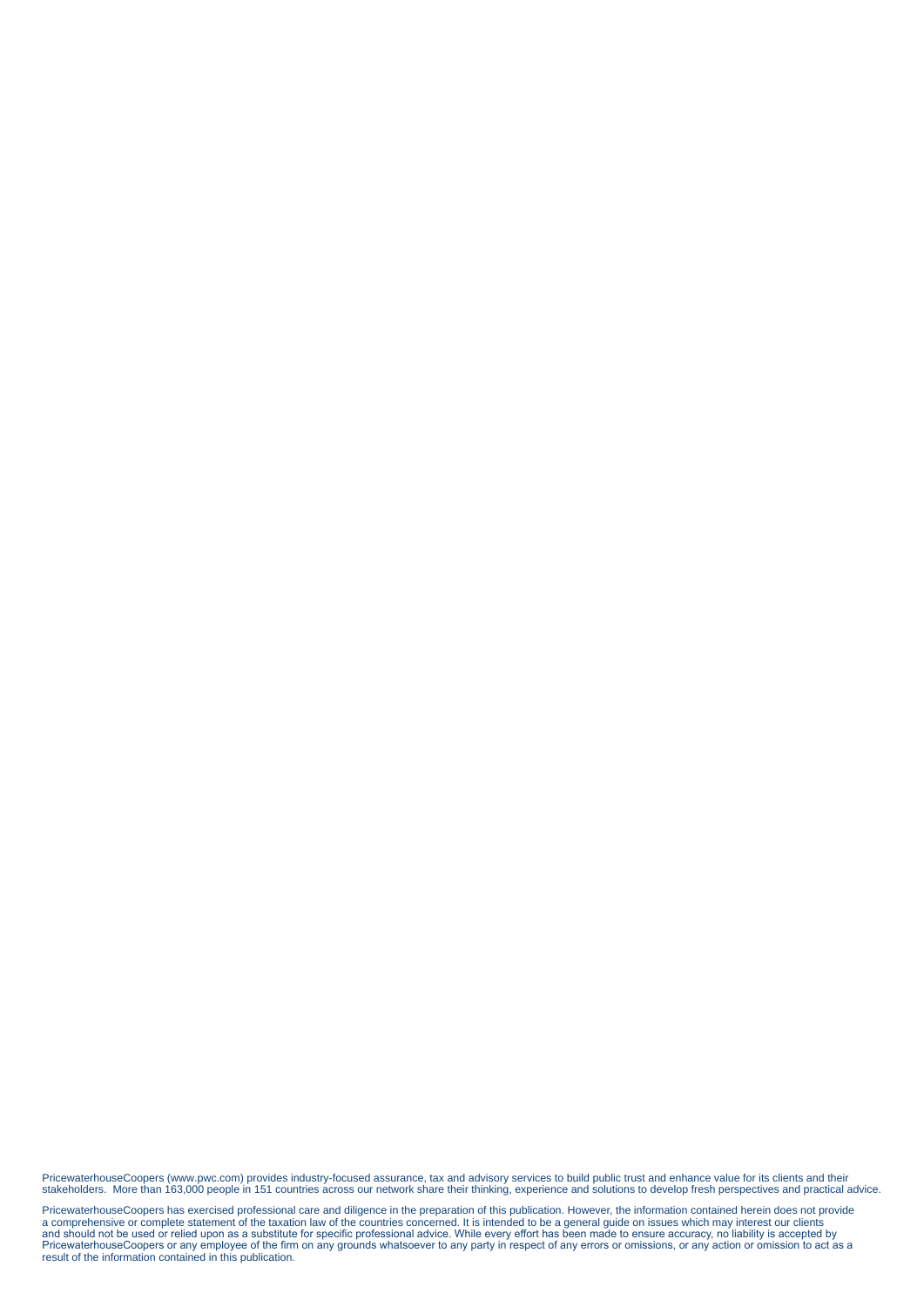PricewaterhouseCoopers (www.pwc.com) provides industry-focused assurance, tax and advisory services to build public trust and enhance value for its clients and their stakeholders. More than 163,000 people in 151 countries across our network share their thinking, experience and solutions to develop fresh perspectives and practical advice.

PricewaterhouseCoopers has exercised professional care and diligence in the preparation of this publication. However, the information contained herein does not provide a comprehensive or complete statement of the taxation law of the countries concerned. It is intended to be a general guide on issues which may interest our clients and should not be used or relied upon as a substitute for specific professional advice. While every effort has been made to ensure accuracy, no liability is accepted by PricewaterhouseCoopers or any employee of the firm on any grounds whatsoever to any party in respect of any errors or omissions, or any action or omission to act as a result of the information contained in this publication.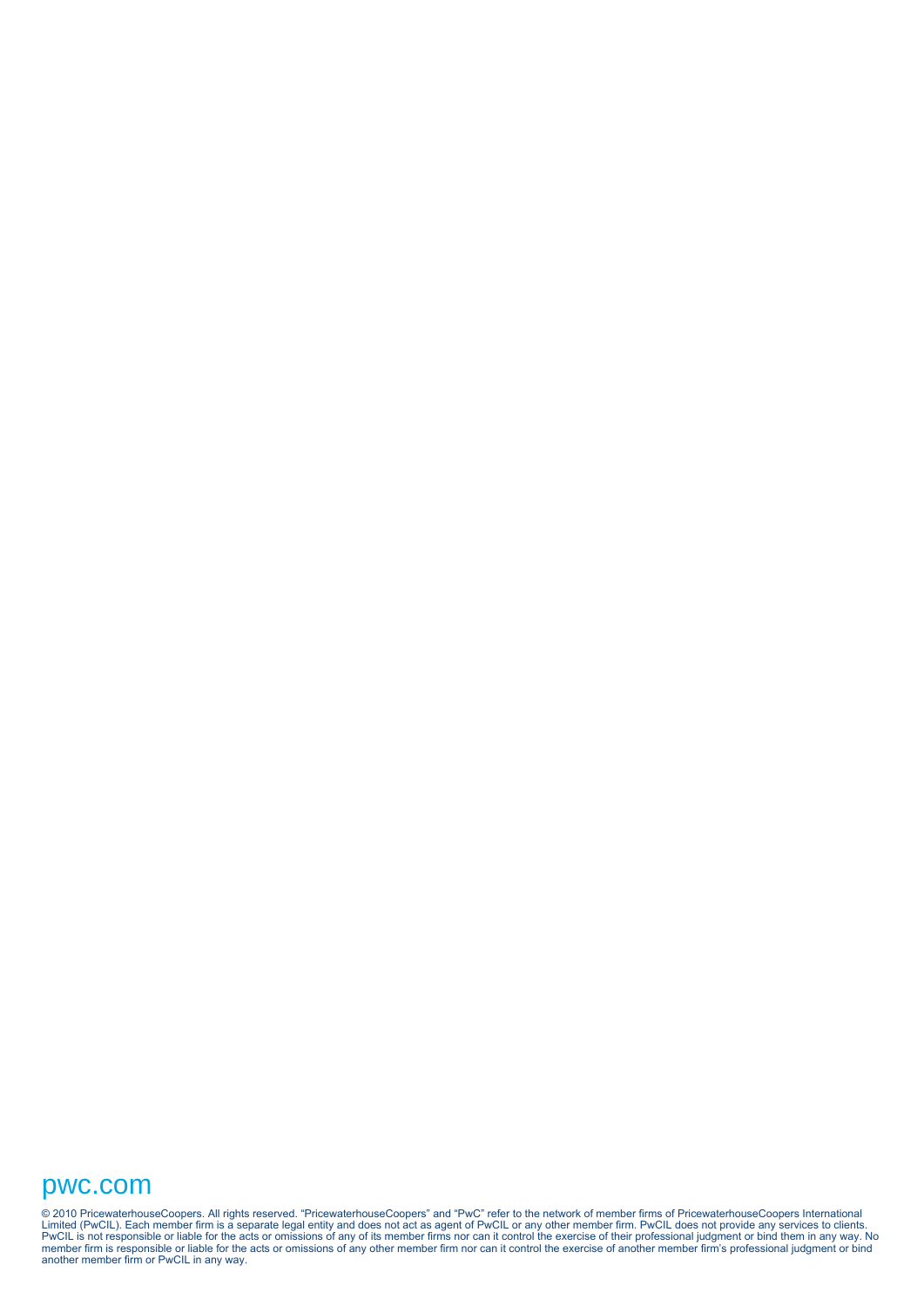pwc.com

© 2010 PricewaterhouseCoopers. All rights reserved. “PricewaterhouseCoopers” and “PwC” refer to the network of member firms of PricewaterhouseCoopers International Limited (PwCIL). Each member firm is a separate legal entity and does not act as agent of PwCIL or any other member firm. PwCIL does not provide any services to clients. PwCIL is not responsible or liable for the acts or omissions of any of its member firms nor can it control the exercise of their professional judgment or bind them in any way. No member firm is responsible or liable for the acts or omissions of any other member firm nor can it control the exercise of another member firm’s professional judgment or bind another member firm or PwCIL in any way.